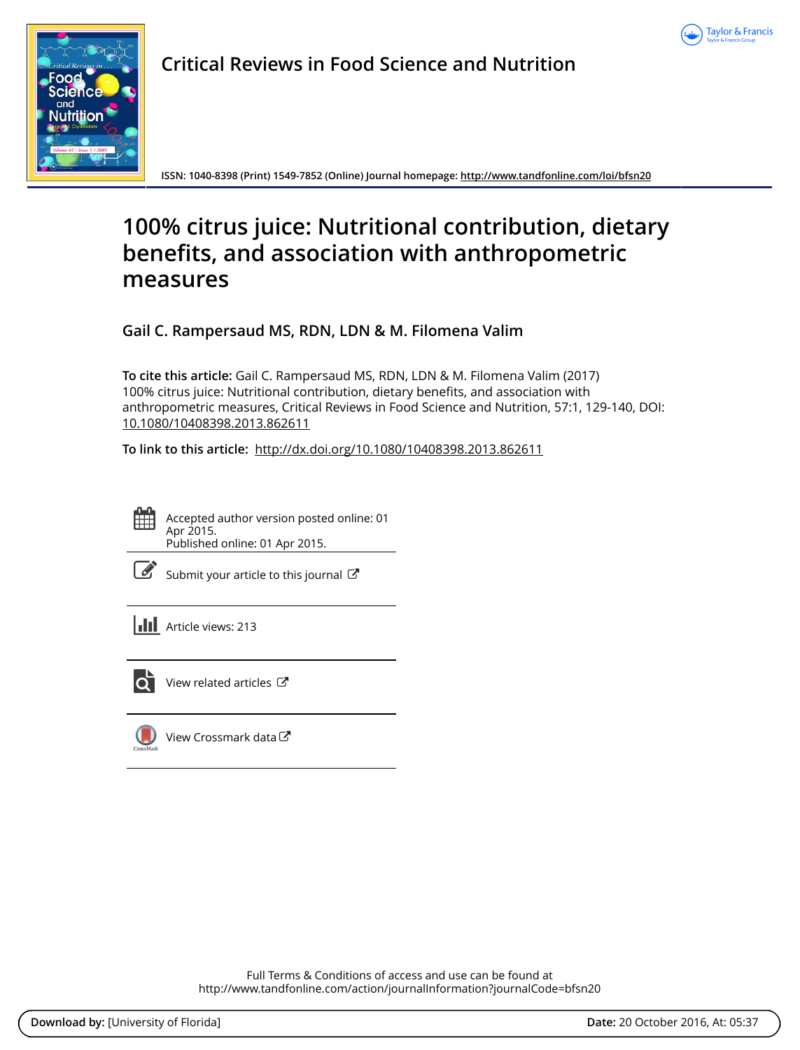# Critical Reviews in Food Science and Nutrition

ISSN: 1040-8398 (Print) 1549-7852 (Online) Journal homepage: http://www.tandfonline.com/loi/bfsn20

# 100% citrus juice: Nutritional contribution, dietary benefits, and association with anthropometric measures

**Gail C. Rampersaud MS, RDN, LDN & M. Filomena Valim**

**To cite this article:** Gail C. Rampersaud MS, RDN, LDN & M. Filomena Valim (2017) 100% citrus juice: Nutritional contribution, dietary benefits, and association with anthropometric measures, Critical Reviews in Food Science and Nutrition, 57:1, 129-140, DOI: 10.1080/10408398.2013.862611

**To link to this article:** http://dx.doi.org/10.1080/10408398.2013.862611

Accepted author version posted online: 01 Apr 2015.
Published online: 01 Apr 2015.

Submit your article to this journal

Article views: 213

View related articles

View Crossmark data

Full Terms & Conditions of access and use can be found at
http://www.tandfonline.com/action/journalInformation?journalCode=bfsn20

**Download by:** [University of Florida] **Date:** 20 October 2016, At: 05:37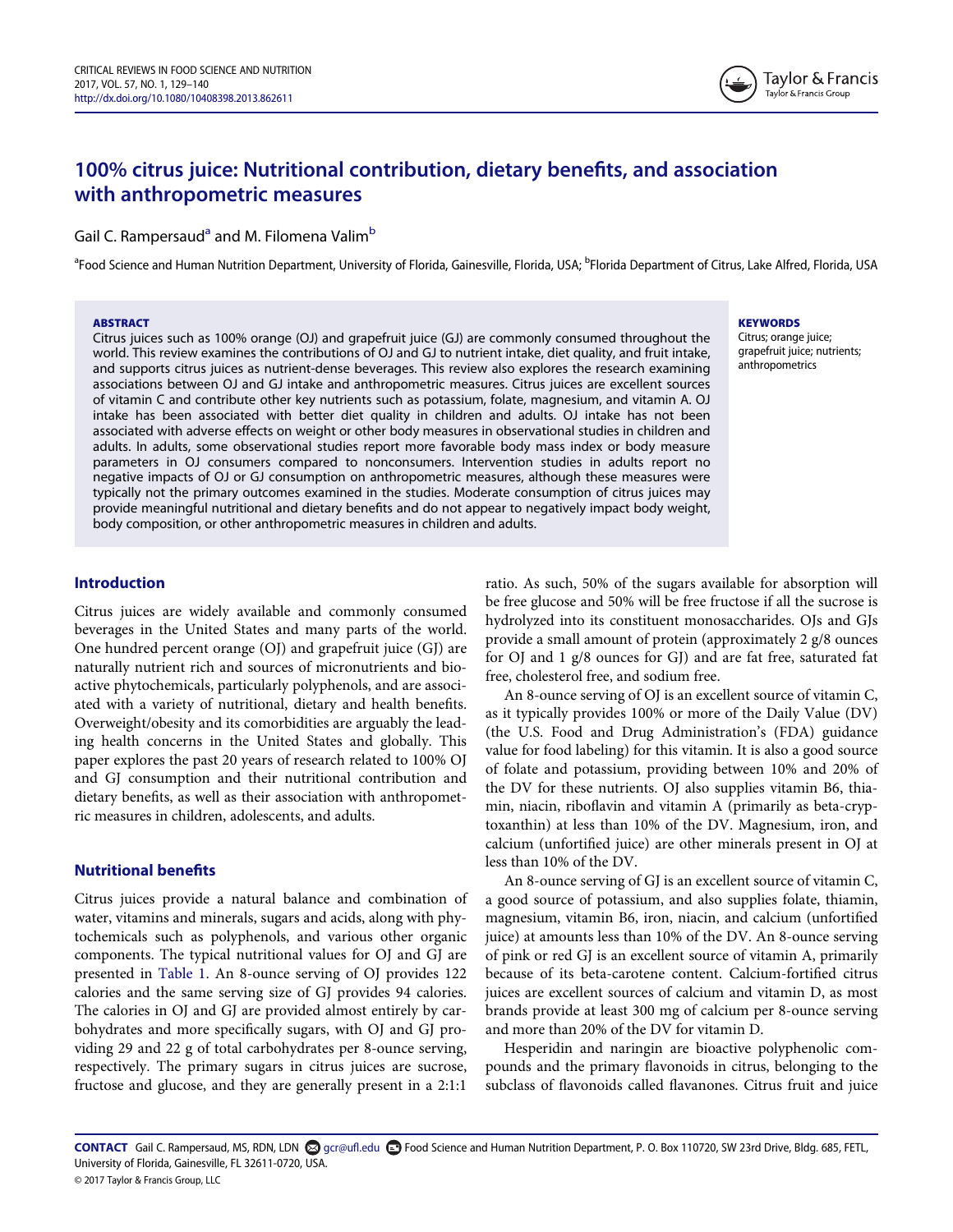# 100% citrus juice: Nutritional contribution, dietary benefits, and association with anthropometric measures

Gail C. Rampersaud[a] and M. Filomena Valim[b]

[a]Food Science and Human Nutrition Department, University of Florida, Gainesville, Florida, USA; [b]Florida Department of Citrus, Lake Alfred, Florida, USA

**ABSTRACT**

Citrus juices such as 100% orange (OJ) and grapefruit juice (GJ) are commonly consumed throughout the world. This review examines the contributions of OJ and GJ to nutrient intake, diet quality, and fruit intake, and supports citrus juices as nutrient-dense beverages. This review also explores the research examining associations between OJ and GJ intake and anthropometric measures. Citrus juices are excellent sources of vitamin C and contribute other key nutrients such as potassium, folate, magnesium, and vitamin A. OJ intake has been associated with better diet quality in children and adults. OJ intake has not been associated with adverse effects on weight or other body measures in observational studies in children and adults. In adults, some observational studies report more favorable body mass index or body measure parameters in OJ consumers compared to nonconsumers. Intervention studies in adults report no negative impacts of OJ or GJ consumption on anthropometric measures, although these measures were typically not the primary outcomes examined in the studies. Moderate consumption of citrus juices may provide meaningful nutritional and dietary benefits and do not appear to negatively impact body weight, body composition, or other anthropometric measures in children and adults.

**KEYWORDS**

Citrus; orange juice; grapefruit juice; nutrients; anthropometrics

## Introduction

Citrus juices are widely available and commonly consumed beverages in the United States and many parts of the world. One hundred percent orange (OJ) and grapefruit juice (GJ) are naturally nutrient rich and sources of micronutrients and bioactive phytochemicals, particularly polyphenols, and are associated with a variety of nutritional, dietary and health benefits. Overweight/obesity and its comorbidities are arguably the leading health concerns in the United States and globally. This paper explores the past 20 years of research related to 100% OJ and GJ consumption and their nutritional contribution and dietary benefits, as well as their association with anthropometric measures in children, adolescents, and adults.

## Nutritional benefits

Citrus juices provide a natural balance and combination of water, vitamins and minerals, sugars and acids, along with phytochemicals such as polyphenols, and various other organic components. The typical nutritional values for OJ and GJ are presented in Table 1. An 8-ounce serving of OJ provides 122 calories and the same serving size of GJ provides 94 calories. The calories in OJ and GJ are provided almost entirely by carbohydrates and more specifically sugars, with OJ and GJ providing 29 and 22 g of total carbohydrates per 8-ounce serving, respectively. The primary sugars in citrus juices are sucrose, fructose and glucose, and they are generally present in a 2:1:1 ratio. As such, 50% of the sugars available for absorption will be free glucose and 50% will be free fructose if all the sucrose is hydrolyzed into its constituent monosaccharides. OJs and GJs provide a small amount of protein (approximately 2 g/8 ounces for OJ and 1 g/8 ounces for GJ) and are fat free, saturated fat free, cholesterol free, and sodium free.

An 8-ounce serving of OJ is an excellent source of vitamin C, as it typically provides 100% or more of the Daily Value (DV) (the U.S. Food and Drug Administration's (FDA) guidance value for food labeling) for this vitamin. It is also a good source of folate and potassium, providing between 10% and 20% of the DV for these nutrients. OJ also supplies vitamin B6, thiamin, niacin, riboflavin and vitamin A (primarily as beta-cryptoxanthin) at less than 10% of the DV. Magnesium, iron, and calcium (unfortified juice) are other minerals present in OJ at less than 10% of the DV.

An 8-ounce serving of GJ is an excellent source of vitamin C, a good source of potassium, and also supplies folate, thiamin, magnesium, vitamin B6, iron, niacin, and calcium (unfortified juice) at amounts less than 10% of the DV. An 8-ounce serving of pink or red GJ is an excellent source of vitamin A, primarily because of its beta-carotene content. Calcium-fortified citrus juices are excellent sources of calcium and vitamin D, as most brands provide at least 300 mg of calcium per 8-ounce serving and more than 20% of the DV for vitamin D.

Hesperidin and naringin are bioactive polyphenolic compounds and the primary flavonoids in citrus, belonging to the subclass of flavonoids called flavanones. Citrus fruit and juice

**CONTACT** Gail C. Rampersaud, MS, RDN, LDN gcr@ufl.edu Food Science and Human Nutrition Department, P. O. Box 110720, SW 23rd Drive, Bldg. 685, FETL, University of Florida, Gainesville, FL 32611-0720, USA.

© 2017 Taylor & Francis Group, LLC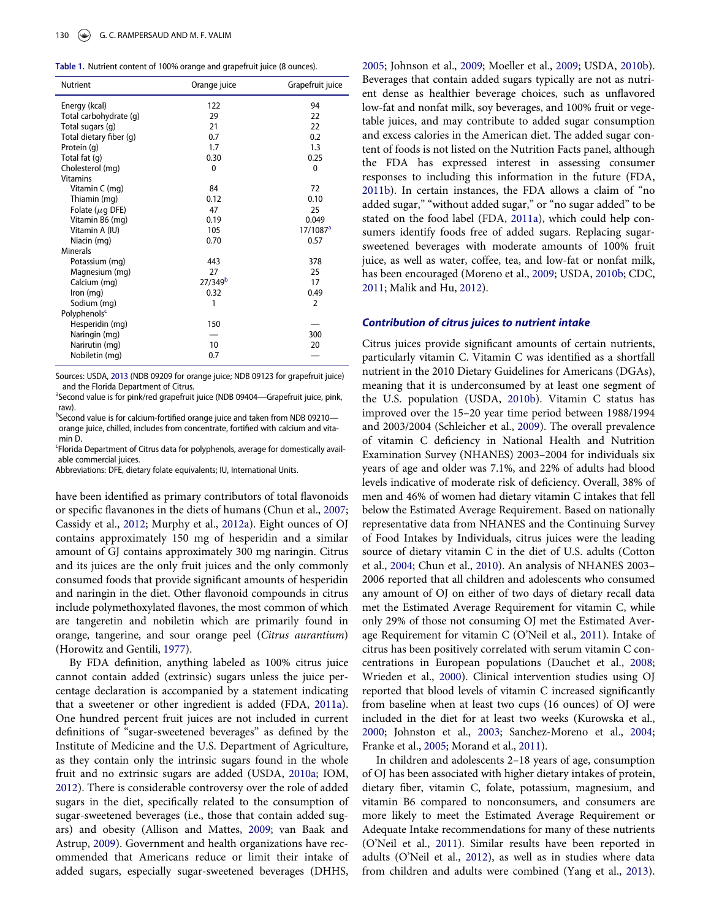**Table 1.** Nutrient content of 100% orange and grapefruit juice (8 ounces).

| Nutrient | Orange juice | Grapefruit juice |
|---|---|---|
| Energy (kcal) | 122 | 94 |
| Total carbohydrate (g) | 29 | 22 |
| Total sugars (g) | 21 | 22 |
| Total dietary fiber (g) | 0.7 | 0.2 |
| Protein (g) | 1.7 | 1.3 |
| Total fat (g) | 0.30 | 0.25 |
| Cholesterol (mg) | 0 | 0 |
| Vitamins | | |
| Vitamin C (mg) | 84 | 72 |
| Thiamin (mg) | 0.12 | 0.10 |
| Folate ($\mu$g DFE) | 47 | 25 |
| Vitamin B6 (mg) | 0.19 | 0.049 |
| Vitamin A (IU) | 105 | 17/1087[a] |
| Niacin (mg) | 0.70 | 0.57 |
| Minerals | | |
| Potassium (mg) | 443 | 378 |
| Magnesium (mg) | 27 | 25 |
| Calcium (mg) | 27/349[b] | 17 |
| Iron (mg) | 0.32 | 0.49 |
| Sodium (mg) | 1 | 2 |
| Polyphenols[c] | | |
| Hesperidin (mg) | 150 | — |
| Naringin (mg) | — | 300 |
| Narirutin (mg) | 10 | 20 |
| Nobiletin (mg) | 0.7 | — |

Sources: USDA, 2013 (NDB 09209 for orange juice; NDB 09123 for grapefruit juice) and the Florida Department of Citrus.
[a]Second value is for pink/red grapefruit juice (NDB 09404—Grapefruit juice, pink, raw).
[b]Second value is for calcium-fortified orange juice and taken from NDB 09210—orange juice, chilled, includes from concentrate, fortified with calcium and vitamin D.
[c]Florida Department of Citrus data for polyphenols, average for domestically available commercial juices.
Abbreviations: DFE, dietary folate equivalents; IU, International Units.

have been identified as primary contributors of total flavonoids or specific flavanones in the diets of humans (Chun et al., 2007; Cassidy et al., 2012; Murphy et al., 2012a). Eight ounces of OJ contains approximately 150 mg of hesperidin and a similar amount of GJ contains approximately 300 mg naringin. Citrus and its juices are the only fruit juices and the only commonly consumed foods that provide significant amounts of hesperidin and naringin in the diet. Other flavonoid compounds in citrus include polymethoxylated flavones, the most common of which are tangeretin and nobiletin which are primarily found in orange, tangerine, and sour orange peel (*Citrus aurantium*) (Horowitz and Gentili, 1977).

By FDA definition, anything labeled as 100% citrus juice cannot contain added (extrinsic) sugars unless the juice percentage declaration is accompanied by a statement indicating that a sweetener or other ingredient is added (FDA, 2011a). One hundred percent fruit juices are not included in current definitions of "sugar-sweetened beverages" as defined by the Institute of Medicine and the U.S. Department of Agriculture, as they contain only the intrinsic sugars found in the whole fruit and no extrinsic sugars are added (USDA, 2010a; IOM, 2012). There is considerable controversy over the role of added sugars in the diet, specifically related to the consumption of sugar-sweetened beverages (i.e., those that contain added sugars) and obesity (Allison and Mattes, 2009; van Baak and Astrup, 2009). Government and health organizations have recommended that Americans reduce or limit their intake of added sugars, especially sugar-sweetened beverages (DHHS, 2005; Johnson et al., 2009; Moeller et al., 2009; USDA, 2010b). Beverages that contain added sugars typically are not as nutrient dense as healthier beverage choices, such as unflavored low-fat and nonfat milk, soy beverages, and 100% fruit or vegetable juices, and may contribute to added sugar consumption and excess calories in the American diet. The added sugar content of foods is not listed on the Nutrition Facts panel, although the FDA has expressed interest in assessing consumer responses to including this information in the future (FDA, 2011b). In certain instances, the FDA allows a claim of "no added sugar," "without added sugar," or "no sugar added" to be stated on the food label (FDA, 2011a), which could help consumers identify foods free of added sugars. Replacing sugar-sweetened beverages with moderate amounts of 100% fruit juice, as well as water, coffee, tea, and low-fat or nonfat milk, has been encouraged (Moreno et al., 2009; USDA, 2010b; CDC, 2011; Malik and Hu, 2012).

### *Contribution of citrus juices to nutrient intake*

Citrus juices provide significant amounts of certain nutrients, particularly vitamin C. Vitamin C was identified as a shortfall nutrient in the 2010 Dietary Guidelines for Americans (DGAs), meaning that it is underconsumed by at least one segment of the U.S. population (USDA, 2010b). Vitamin C status has improved over the 15–20 year time period between 1988/1994 and 2003/2004 (Schleicher et al., 2009). The overall prevalence of vitamin C deficiency in National Health and Nutrition Examination Survey (NHANES) 2003–2004 for individuals six years of age and older was 7.1%, and 22% of adults had blood levels indicative of moderate risk of deficiency. Overall, 38% of men and 46% of women had dietary vitamin C intakes that fell below the Estimated Average Requirement. Based on nationally representative data from NHANES and the Continuing Survey of Food Intakes by Individuals, citrus juices were the leading source of dietary vitamin C in the diet of U.S. adults (Cotton et al., 2004; Chun et al., 2010). An analysis of NHANES 2003–2006 reported that all children and adolescents who consumed any amount of OJ on either of two days of dietary recall data met the Estimated Average Requirement for vitamin C, while only 29% of those not consuming OJ met the Estimated Average Requirement for vitamin C (O'Neil et al., 2011). Intake of citrus has been positively correlated with serum vitamin C concentrations in European populations (Dauchet et al., 2008; Wrieden et al., 2000). Clinical intervention studies using OJ reported that blood levels of vitamin C increased significantly from baseline when at least two cups (16 ounces) of OJ were included in the diet for at least two weeks (Kurowska et al., 2000; Johnston et al., 2003; Sanchez-Moreno et al., 2004; Franke et al., 2005; Morand et al., 2011).

In children and adolescents 2–18 years of age, consumption of OJ has been associated with higher dietary intakes of protein, dietary fiber, vitamin C, folate, potassium, magnesium, and vitamin B6 compared to nonconsumers, and consumers are more likely to meet the Estimated Average Requirement or Adequate Intake recommendations for many of these nutrients (O'Neil et al., 2011). Similar results have been reported in adults (O'Neil et al., 2012), as well as in studies where data from children and adults were combined (Yang et al., 2013).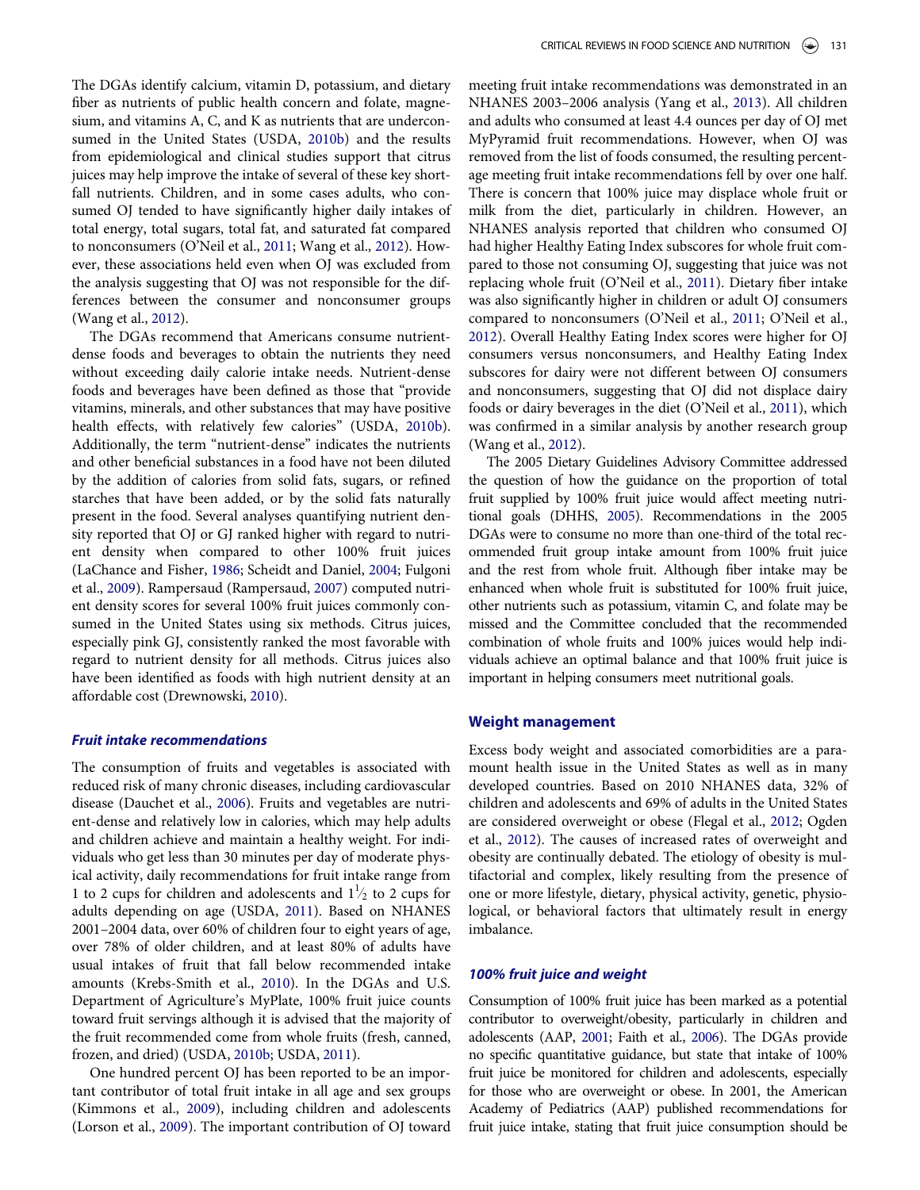The DGAs identify calcium, vitamin D, potassium, and dietary fiber as nutrients of public health concern and folate, magnesium, and vitamins A, C, and K as nutrients that are underconsumed in the United States (USDA, 2010b) and the results from epidemiological and clinical studies support that citrus juices may help improve the intake of several of these key shortfall nutrients. Children, and in some cases adults, who consumed OJ tended to have significantly higher daily intakes of total energy, total sugars, total fat, and saturated fat compared to nonconsumers (O'Neil et al., 2011; Wang et al., 2012). However, these associations held even when OJ was excluded from the analysis suggesting that OJ was not responsible for the differences between the consumer and nonconsumer groups (Wang et al., 2012).

The DGAs recommend that Americans consume nutrient-dense foods and beverages to obtain the nutrients they need without exceeding daily calorie intake needs. Nutrient-dense foods and beverages have been defined as those that "provide vitamins, minerals, and other substances that may have positive health effects, with relatively few calories" (USDA, 2010b). Additionally, the term "nutrient-dense" indicates the nutrients and other beneficial substances in a food have not been diluted by the addition of calories from solid fats, sugars, or refined starches that have been added, or by the solid fats naturally present in the food. Several analyses quantifying nutrient density reported that OJ or GJ ranked higher with regard to nutrient density when compared to other 100% fruit juices (LaChance and Fisher, 1986; Scheidt and Daniel, 2004; Fulgoni et al., 2009). Rampersaud (Rampersaud, 2007) computed nutrient density scores for several 100% fruit juices commonly consumed in the United States using six methods. Citrus juices, especially pink GJ, consistently ranked the most favorable with regard to nutrient density for all methods. Citrus juices also have been identified as foods with high nutrient density at an affordable cost (Drewnowski, 2010).

### *Fruit intake recommendations*

The consumption of fruits and vegetables is associated with reduced risk of many chronic diseases, including cardiovascular disease (Dauchet et al., 2006). Fruits and vegetables are nutrient-dense and relatively low in calories, which may help adults and children achieve and maintain a healthy weight. For individuals who get less than 30 minutes per day of moderate physical activity, daily recommendations for fruit intake range from 1 to 2 cups for children and adolescents and $1\frac{1}{2}$ to 2 cups for adults depending on age (USDA, 2011). Based on NHANES 2001–2004 data, over 60% of children four to eight years of age, over 78% of older children, and at least 80% of adults have usual intakes of fruit that fall below recommended intake amounts (Krebs-Smith et al., 2010). In the DGAs and U.S. Department of Agriculture's MyPlate, 100% fruit juice counts toward fruit servings although it is advised that the majority of the fruit recommended come from whole fruits (fresh, canned, frozen, and dried) (USDA, 2010b; USDA, 2011).

One hundred percent OJ has been reported to be an important contributor of total fruit intake in all age and sex groups (Kimmons et al., 2009), including children and adolescents (Lorson et al., 2009). The important contribution of OJ toward meeting fruit intake recommendations was demonstrated in an NHANES 2003–2006 analysis (Yang et al., 2013). All children and adults who consumed at least 4.4 ounces per day of OJ met MyPyramid fruit recommendations. However, when OJ was removed from the list of foods consumed, the resulting percentage meeting fruit intake recommendations fell by over one half. There is concern that 100% juice may displace whole fruit or milk from the diet, particularly in children. However, an NHANES analysis reported that children who consumed OJ had higher Healthy Eating Index subscores for whole fruit compared to those not consuming OJ, suggesting that juice was not replacing whole fruit (O'Neil et al., 2011). Dietary fiber intake was also significantly higher in children or adult OJ consumers compared to nonconsumers (O'Neil et al., 2011; O'Neil et al., 2012). Overall Healthy Eating Index scores were higher for OJ consumers versus nonconsumers, and Healthy Eating Index subscores for dairy were not different between OJ consumers and nonconsumers, suggesting that OJ did not displace dairy foods or dairy beverages in the diet (O'Neil et al., 2011), which was confirmed in a similar analysis by another research group (Wang et al., 2012).

The 2005 Dietary Guidelines Advisory Committee addressed the question of how the guidance on the proportion of total fruit supplied by 100% fruit juice would affect meeting nutritional goals (DHHS, 2005). Recommendations in the 2005 DGAs were to consume no more than one-third of the total recommended fruit group intake amount from 100% fruit juice and the rest from whole fruit. Although fiber intake may be enhanced when whole fruit is substituted for 100% fruit juice, other nutrients such as potassium, vitamin C, and folate may be missed and the Committee concluded that the recommended combination of whole fruits and 100% juices would help individuals achieve an optimal balance and that 100% fruit juice is important in helping consumers meet nutritional goals.

## Weight management

Excess body weight and associated comorbidities are a paramount health issue in the United States as well as in many developed countries. Based on 2010 NHANES data, 32% of children and adolescents and 69% of adults in the United States are considered overweight or obese (Flegal et al., 2012; Ogden et al., 2012). The causes of increased rates of overweight and obesity are continually debated. The etiology of obesity is multifactorial and complex, likely resulting from the presence of one or more lifestyle, dietary, physical activity, genetic, physiological, or behavioral factors that ultimately result in energy imbalance.

### *100% fruit juice and weight*

Consumption of 100% fruit juice has been marked as a potential contributor to overweight/obesity, particularly in children and adolescents (AAP, 2001; Faith et al., 2006). The DGAs provide no specific quantitative guidance, but state that intake of 100% fruit juice be monitored for children and adolescents, especially for those who are overweight or obese. In 2001, the American Academy of Pediatrics (AAP) published recommendations for fruit juice intake, stating that fruit juice consumption should be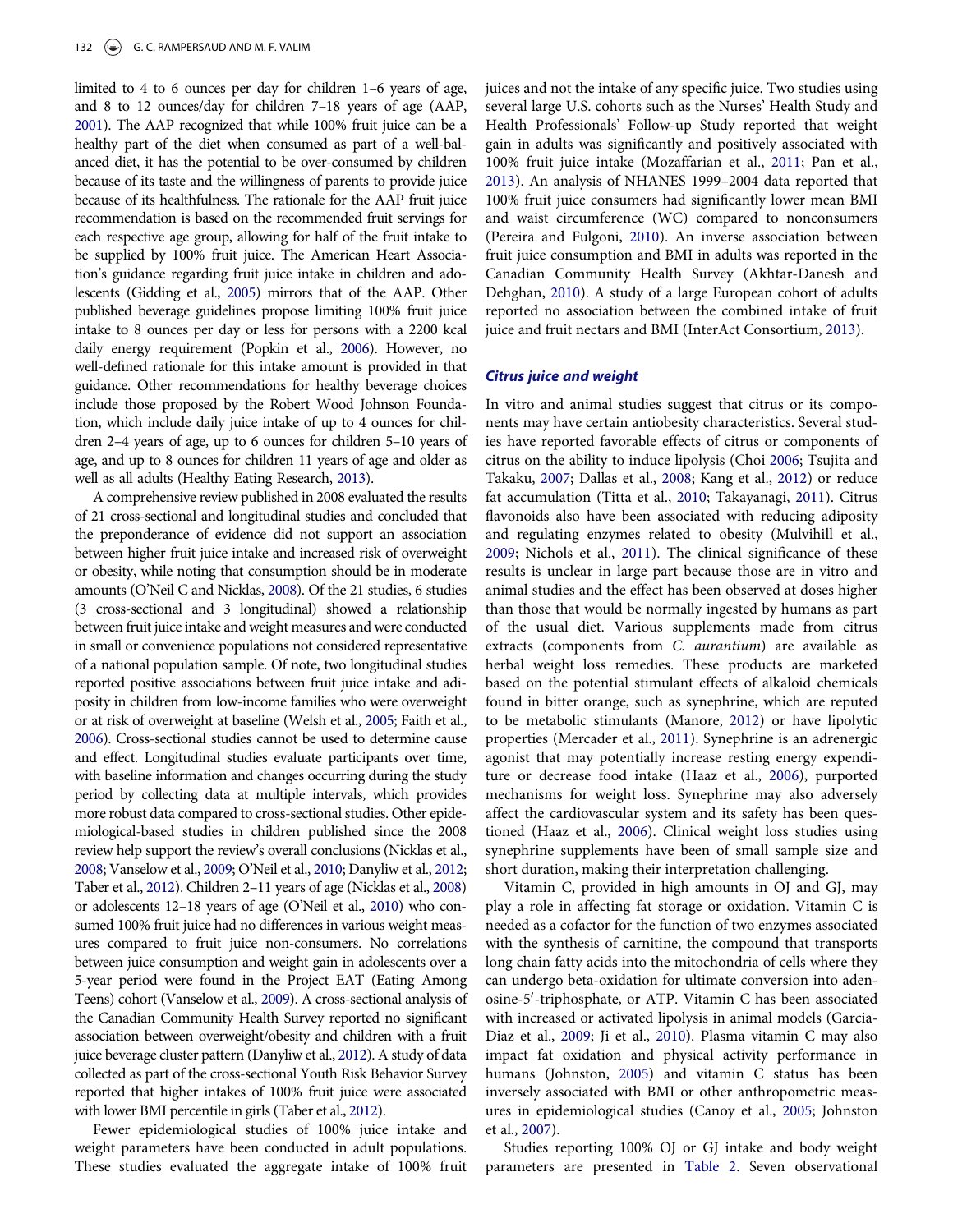limited to 4 to 6 ounces per day for children 1–6 years of age, and 8 to 12 ounces/day for children 7–18 years of age (AAP, 2001). The AAP recognized that while 100% fruit juice can be a healthy part of the diet when consumed as part of a well-balanced diet, it has the potential to be over-consumed by children because of its taste and the willingness of parents to provide juice because of its healthfulness. The rationale for the AAP fruit juice recommendation is based on the recommended fruit servings for each respective age group, allowing for half of the fruit intake to be supplied by 100% fruit juice. The American Heart Association's guidance regarding fruit juice intake in children and adolescents (Gidding et al., 2005) mirrors that of the AAP. Other published beverage guidelines propose limiting 100% fruit juice intake to 8 ounces per day or less for persons with a 2200 kcal daily energy requirement (Popkin et al., 2006). However, no well-defined rationale for this intake amount is provided in that guidance. Other recommendations for healthy beverage choices include those proposed by the Robert Wood Johnson Foundation, which include daily juice intake of up to 4 ounces for children 2–4 years of age, up to 6 ounces for children 5–10 years of age, and up to 8 ounces for children 11 years of age and older as well as all adults (Healthy Eating Research, 2013).

A comprehensive review published in 2008 evaluated the results of 21 cross-sectional and longitudinal studies and concluded that the preponderance of evidence did not support an association between higher fruit juice intake and increased risk of overweight or obesity, while noting that consumption should be in moderate amounts (O'Neil C and Nicklas, 2008). Of the 21 studies, 6 studies (3 cross-sectional and 3 longitudinal) showed a relationship between fruit juice intake and weight measures and were conducted in small or convenience populations not considered representative of a national population sample. Of note, two longitudinal studies reported positive associations between fruit juice intake and adiposity in children from low-income families who were overweight or at risk of overweight at baseline (Welsh et al., 2005; Faith et al., 2006). Cross-sectional studies cannot be used to determine cause and effect. Longitudinal studies evaluate participants over time, with baseline information and changes occurring during the study period by collecting data at multiple intervals, which provides more robust data compared to cross-sectional studies. Other epidemiological-based studies in children published since the 2008 review help support the review's overall conclusions (Nicklas et al., 2008; Vanselow et al., 2009; O'Neil et al., 2010; Danyliw et al., 2012; Taber et al., 2012). Children 2–11 years of age (Nicklas et al., 2008) or adolescents 12–18 years of age (O'Neil et al., 2010) who consumed 100% fruit juice had no differences in various weight measures compared to fruit juice non-consumers. No correlations between juice consumption and weight gain in adolescents over a 5-year period were found in the Project EAT (Eating Among Teens) cohort (Vanselow et al., 2009). A cross-sectional analysis of the Canadian Community Health Survey reported no significant association between overweight/obesity and children with a fruit juice beverage cluster pattern (Danyliw et al., 2012). A study of data collected as part of the cross-sectional Youth Risk Behavior Survey reported that higher intakes of 100% fruit juice were associated with lower BMI percentile in girls (Taber et al., 2012).

Fewer epidemiological studies of 100% juice intake and weight parameters have been conducted in adult populations. These studies evaluated the aggregate intake of 100% fruit juices and not the intake of any specific juice. Two studies using several large U.S. cohorts such as the Nurses' Health Study and Health Professionals' Follow-up Study reported that weight gain in adults was significantly and positively associated with 100% fruit juice intake (Mozaffarian et al., 2011; Pan et al., 2013). An analysis of NHANES 1999–2004 data reported that 100% fruit juice consumers had significantly lower mean BMI and waist circumference (WC) compared to nonconsumers (Pereira and Fulgoni, 2010). An inverse association between fruit juice consumption and BMI in adults was reported in the Canadian Community Health Survey (Akhtar-Danesh and Dehghan, 2010). A study of a large European cohort of adults reported no association between the combined intake of fruit juice and fruit nectars and BMI (InterAct Consortium, 2013).

### Citrus juice and weight

In vitro and animal studies suggest that citrus or its components may have certain antiobesity characteristics. Several studies have reported favorable effects of citrus or components of citrus on the ability to induce lipolysis (Choi 2006; Tsujita and Takaku, 2007; Dallas et al., 2008; Kang et al., 2012) or reduce fat accumulation (Titta et al., 2010; Takayanagi, 2011). Citrus flavonoids also have been associated with reducing adiposity and regulating enzymes related to obesity (Mulvihill et al., 2009; Nichols et al., 2011). The clinical significance of these results is unclear in large part because those are in vitro and animal studies and the effect has been observed at doses higher than those that would be normally ingested by humans as part of the usual diet. Various supplements made from citrus extracts (components from *C. aurantium*) are available as herbal weight loss remedies. These products are marketed based on the potential stimulant effects of alkaloid chemicals found in bitter orange, such as synephrine, which are reputed to be metabolic stimulants (Manore, 2012) or have lipolytic properties (Mercader et al., 2011). Synephrine is an adrenergic agonist that may potentially increase resting energy expenditure or decrease food intake (Haaz et al., 2006), purported mechanisms for weight loss. Synephrine may also adversely affect the cardiovascular system and its safety has been questioned (Haaz et al., 2006). Clinical weight loss studies using synephrine supplements have been of small sample size and short duration, making their interpretation challenging.

Vitamin C, provided in high amounts in OJ and GJ, may play a role in affecting fat storage or oxidation. Vitamin C is needed as a cofactor for the function of two enzymes associated with the synthesis of carnitine, the compound that transports long chain fatty acids into the mitochondria of cells where they can undergo beta-oxidation for ultimate conversion into adenosine-5′-triphosphate, or ATP. Vitamin C has been associated with increased or activated lipolysis in animal models (Garcia-Diaz et al., 2009; Ji et al., 2010). Plasma vitamin C may also impact fat oxidation and physical activity performance in humans (Johnston, 2005) and vitamin C status has been inversely associated with BMI or other anthropometric measures in epidemiological studies (Canoy et al., 2005; Johnston et al., 2007).

Studies reporting 100% OJ or GJ intake and body weight parameters are presented in Table 2. Seven observational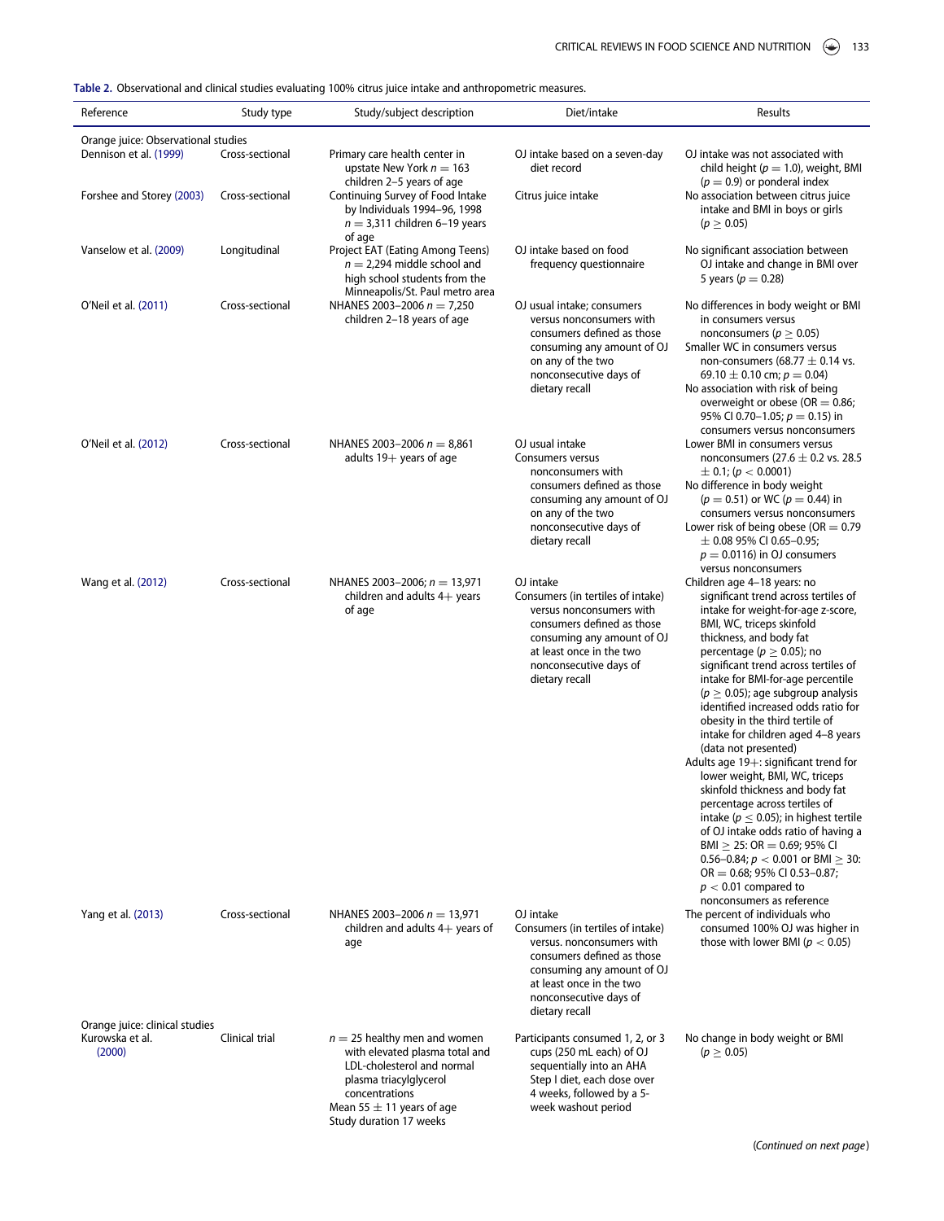**Table 2.** Observational and clinical studies evaluating 100% citrus juice intake and anthropometric measures.

| Reference | Study type | Study/subject description | Diet/intake | Results |
|---|---|---|---|---|
| **Orange juice: Observational studies** | | | | |
| Dennison et al. (1999) | Cross-sectional | Primary care health center in upstate New York $n = 163$ children 2–5 years of age | OJ intake based on a seven-day diet record | OJ intake was not associated with child height ($p = 1.0$), weight, BMI ($p = 0.9$) or ponderal index |
| Forshee and Storey (2003) | Cross-sectional | Continuing Survey of Food Intake by Individuals 1994–96, 1998 $n = 3{,}311$ children 6–19 years of age | Citrus juice intake | No association between citrus juice intake and BMI in boys or girls ($p \geq 0.05$) |
| Vanselow et al. (2009) | Longitudinal | Project EAT (Eating Among Teens) $n = 2{,}294$ middle school and high school students from the Minneapolis/St. Paul metro area | OJ intake based on food frequency questionnaire | No significant association between OJ intake and change in BMI over 5 years ($p = 0.28$) |
| O'Neil et al. (2011) | Cross-sectional | NHANES 2003–2006 $n = 7{,}250$ children 2–18 years of age | OJ usual intake; consumers versus nonconsumers with consumers defined as those consuming any amount of OJ on any of the two nonconsecutive days of dietary recall | No differences in body weight or BMI in consumers versus nonconsumers ($p \geq 0.05$)<br>Smaller WC in consumers versus non-consumers ($68.77 \pm 0.14$ vs. $69.10 \pm 0.10$ cm; $p = 0.04$)<br>No association with risk of being overweight or obese (OR = 0.86; 95% CI 0.70–1.05; $p = 0.15$) in consumers versus nonconsumers |
| O'Neil et al. (2012) | Cross-sectional | NHANES 2003–2006 $n = 8{,}861$ adults 19+ years of age | OJ usual intake<br>Consumers versus nonconsumers with consumers defined as those consuming any amount of OJ on any of the two nonconsecutive days of dietary recall | Lower BMI in consumers versus nonconsumers ($27.6 \pm 0.2$ vs. $28.5 \pm 0.1$; ($p < 0.0001$)<br>No difference in body weight ($p = 0.51$) or WC ($p = 0.44$) in consumers versus nonconsumers<br>Lower risk of being obese (OR = $0.79 \pm 0.08$ 95% CI 0.65–0.95; $p = 0.0116$) in OJ consumers versus nonconsumers |
| Wang et al. (2012) | Cross-sectional | NHANES 2003–2006; $n = 13{,}971$ children and adults 4+ years of age | OJ intake<br>Consumers (in tertiles of intake) versus nonconsumers with consumers defined as those consuming any amount of OJ at least once in the two nonconsecutive days of dietary recall | Children age 4–18 years: no significant trend across tertiles of intake for weight-for-age z-score, BMI, WC, triceps skinfold thickness, and body fat percentage ($p \geq 0.05$); no significant trend across tertiles of intake for BMI-for-age percentile ($p \geq 0.05$); age subgroup analysis identified increased odds ratio for obesity in the third tertile of intake for children aged 4–8 years (data not presented)<br>Adults age 19+: significant trend for lower weight, BMI, WC, triceps skinfold thickness and body fat percentage across tertiles of intake ($p \leq 0.05$); in highest tertile of OJ intake odds ratio of having a BMI $\geq$ 25: OR = 0.69; 95% CI 0.56–0.84; $p < 0.001$ or BMI $\geq$ 30: OR = 0.68; 95% CI 0.53–0.87; $p < 0.01$ compared to nonconsumers as reference |
| Yang et al. (2013) | Cross-sectional | NHANES 2003–2006 $n = 13{,}971$ children and adults 4+ years of age | OJ intake<br>Consumers (in tertiles of intake) versus. nonconsumers with consumers defined as those consuming any amount of OJ at least once in the two nonconsecutive days of dietary recall | The percent of individuals who consumed 100% OJ was higher in those with lower BMI ($p < 0.05$) |
| **Orange juice: clinical studies** | | | | |
| Kurowska et al. (2000) | Clinical trial | $n = 25$ healthy men and women with elevated plasma total and LDL-cholesterol and normal plasma triacylglycerol concentrations<br>Mean $55 \pm 11$ years of age<br>Study duration 17 weeks | Participants consumed 1, 2, or 3 cups (250 mL each) of OJ sequentially into an AHA Step I diet, each dose over 4 weeks, followed by a 5-week washout period | No change in body weight or BMI ($p \geq 0.05$) |

(*Continued on next page*)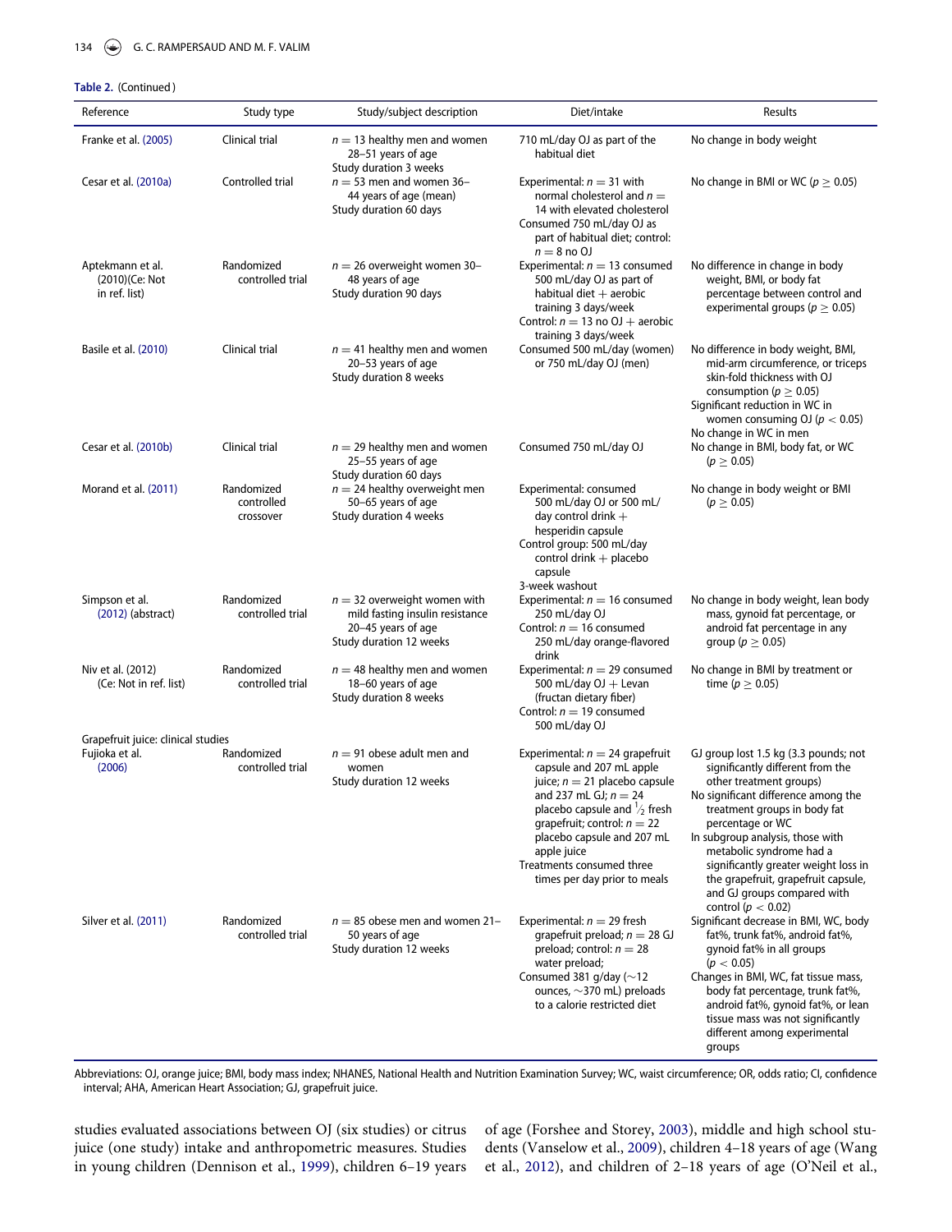**Table 2.** (Continued)

| Reference | Study type | Study/subject description | Diet/intake | Results |
|---|---|---|---|---|
| Franke et al. (2005) | Clinical trial | $n = 13$ healthy men and women 28–51 years of age Study duration 3 weeks | 710 mL/day OJ as part of the habitual diet | No change in body weight |
| Cesar et al. (2010a) | Controlled trial | $n = 53$ men and women 36–44 years of age (mean) Study duration 60 days | Experimental: $n = 31$ with normal cholesterol and $n = 14$ with elevated cholesterol Consumed 750 mL/day OJ as part of habitual diet; control: $n = 8$ no OJ | No change in BMI or WC ($p \geq 0.05$) |
| Aptekmann et al. (2010)(Ce: Not in ref. list) | Randomized controlled trial | $n = 26$ overweight women 30–48 years of age Study duration 90 days | Experimental: $n = 13$ consumed 500 mL/day OJ as part of habitual diet + aerobic training 3 days/week Control: $n = 13$ no OJ + aerobic training 3 days/week | No difference in change in body weight, BMI, or body fat percentage between control and experimental groups ($p \geq 0.05$) |
| Basile et al. (2010) | Clinical trial | $n = 41$ healthy men and women 20–53 years of age Study duration 8 weeks | Consumed 500 mL/day (women) or 750 mL/day OJ (men) | No difference in body weight, BMI, mid-arm circumference, or triceps skin-fold thickness with OJ consumption ($p \geq 0.05$) Significant reduction in WC in women consuming OJ ($p < 0.05$) No change in WC in men |
| Cesar et al. (2010b) | Clinical trial | $n = 29$ healthy men and women 25–55 years of age Study duration 60 days | Consumed 750 mL/day OJ | No change in BMI, body fat, or WC ($p \geq 0.05$) |
| Morand et al. (2011) | Randomized controlled crossover | $n = 24$ healthy overweight men 50–65 years of age Study duration 4 weeks | Experimental: consumed 500 mL/day OJ or 500 mL/day control drink + hesperidin capsule Control group: 500 mL/day control drink + placebo capsule 3-week washout | No change in body weight or BMI ($p \geq 0.05$) |
| Simpson et al. (2012) (abstract) | Randomized controlled trial | $n = 32$ overweight women with mild fasting insulin resistance 20–45 years of age Study duration 12 weeks | Experimental: $n = 16$ consumed 250 mL/day OJ Control: $n = 16$ consumed 250 mL/day orange-flavored drink | No change in body weight, lean body mass, gynoid fat percentage, or android fat percentage in any group ($p \geq 0.05$) |
| Niv et al. (2012) (Ce: Not in ref. list) | Randomized controlled trial | $n = 48$ healthy men and women 18–60 years of age Study duration 8 weeks | Experimental: $n = 29$ consumed 500 mL/day OJ + Levan (fructan dietary fiber) Control: $n = 19$ consumed 500 mL/day OJ | No change in BMI by treatment or time ($p \geq 0.05$) |
| Grapefruit juice: clinical studies | | | | |
| Fujioka et al. (2006) | Randomized controlled trial | $n = 91$ obese adult men and women Study duration 12 weeks | Experimental: $n = 24$ grapefruit capsule and 207 mL apple juice; $n = 21$ placebo capsule and 237 mL GJ; $n = 24$ placebo capsule and $\frac{1}{2}$ fresh grapefruit; control: $n = 22$ placebo capsule and 207 mL apple juice Treatments consumed three times per day prior to meals | GJ group lost 1.5 kg (3.3 pounds; not significantly different from the other treatment groups) No significant difference among the treatment groups in body fat percentage or WC In subgroup analysis, those with metabolic syndrome had a significantly greater weight loss in the grapefruit, grapefruit capsule, and GJ groups compared with control ($p < 0.02$) |
| Silver et al. (2011) | Randomized controlled trial | $n = 85$ obese men and women 21–50 years of age Study duration 12 weeks | Experimental: $n = 29$ fresh grapefruit preload; $n = 28$ GJ preload; control: $n = 28$ water preload; Consumed 381 g/day (~12 ounces, ~370 mL) preloads to a calorie restricted diet | Significant decrease in BMI, WC, body fat%, trunk fat%, android fat%, gynoid fat% in all groups ($p < 0.05$) Changes in BMI, WC, fat tissue mass, body fat percentage, trunk fat%, android fat%, gynoid fat%, or lean tissue mass was not significantly different among experimental groups |

Abbreviations: OJ, orange juice; BMI, body mass index; NHANES, National Health and Nutrition Examination Survey; WC, waist circumference; OR, odds ratio; CI, confidence interval; AHA, American Heart Association; GJ, grapefruit juice.

studies evaluated associations between OJ (six studies) or citrus juice (one study) intake and anthropometric measures. Studies in young children (Dennison et al., 1999), children 6–19 years of age (Forshee and Storey, 2003), middle and high school students (Vanselow et al., 2009), children 4–18 years of age (Wang et al., 2012), and children of 2–18 years of age (O'Neil et al.,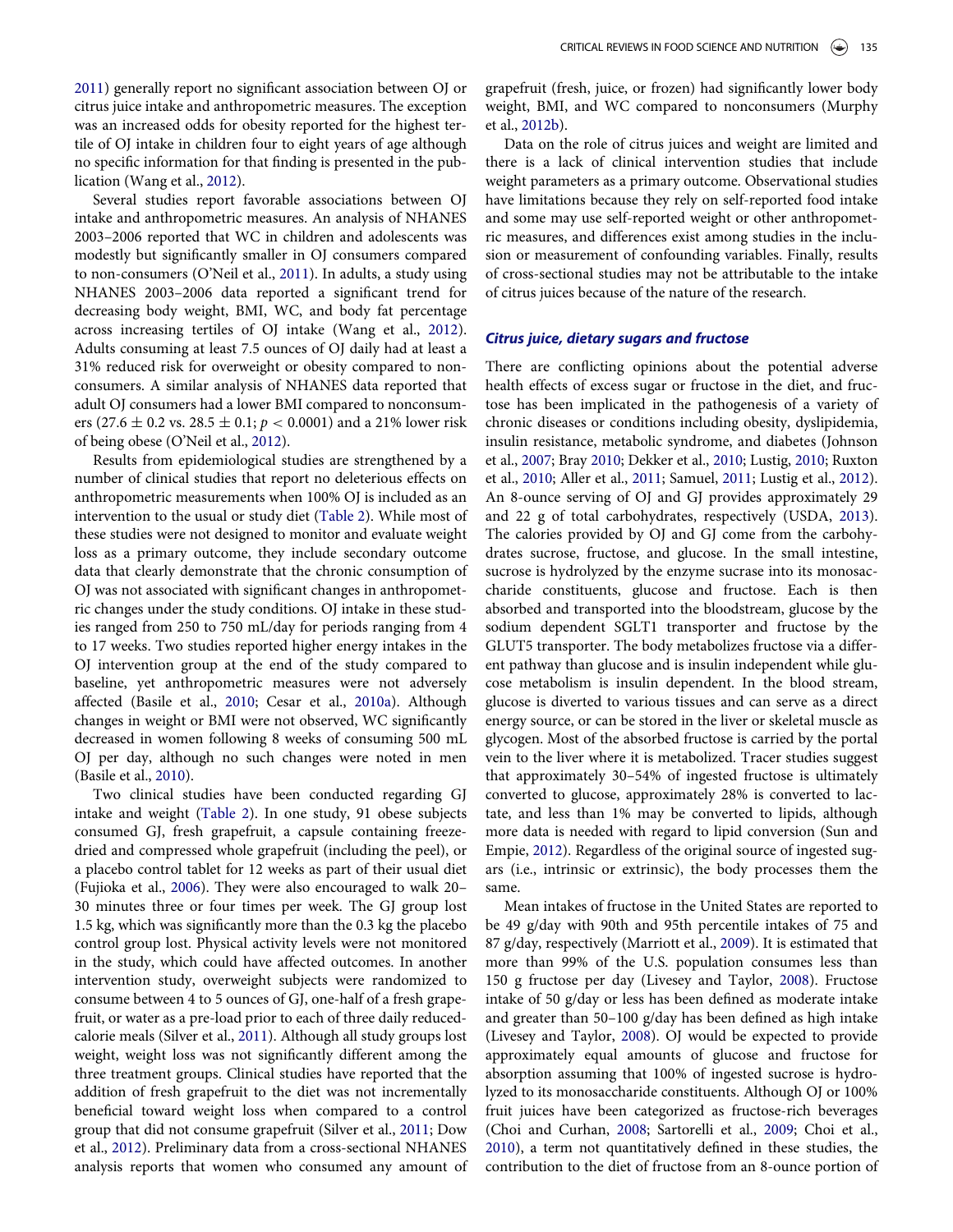2011) generally report no significant association between OJ or citrus juice intake and anthropometric measures. The exception was an increased odds for obesity reported for the highest tertile of OJ intake in children four to eight years of age although no specific information for that finding is presented in the publication (Wang et al., 2012).

Several studies report favorable associations between OJ intake and anthropometric measures. An analysis of NHANES 2003–2006 reported that WC in children and adolescents was modestly but significantly smaller in OJ consumers compared to non-consumers (O'Neil et al., 2011). In adults, a study using NHANES 2003–2006 data reported a significant trend for decreasing body weight, BMI, WC, and body fat percentage across increasing tertiles of OJ intake (Wang et al., 2012). Adults consuming at least 7.5 ounces of OJ daily had at least a 31% reduced risk for overweight or obesity compared to nonconsumers. A similar analysis of NHANES data reported that adult OJ consumers had a lower BMI compared to nonconsumers (27.6 ± 0.2 vs. 28.5 ± 0.1; $p < 0.0001$) and a 21% lower risk of being obese (O'Neil et al., 2012).

Results from epidemiological studies are strengthened by a number of clinical studies that report no deleterious effects on anthropometric measurements when 100% OJ is included as an intervention to the usual or study diet (Table 2). While most of these studies were not designed to monitor and evaluate weight loss as a primary outcome, they include secondary outcome data that clearly demonstrate that the chronic consumption of OJ was not associated with significant changes in anthropometric changes under the study conditions. OJ intake in these studies ranged from 250 to 750 mL/day for periods ranging from 4 to 17 weeks. Two studies reported higher energy intakes in the OJ intervention group at the end of the study compared to baseline, yet anthropometric measures were not adversely affected (Basile et al., 2010; Cesar et al., 2010a). Although changes in weight or BMI were not observed, WC significantly decreased in women following 8 weeks of consuming 500 mL OJ per day, although no such changes were noted in men (Basile et al., 2010).

Two clinical studies have been conducted regarding GJ intake and weight (Table 2). In one study, 91 obese subjects consumed GJ, fresh grapefruit, a capsule containing freeze-dried and compressed whole grapefruit (including the peel), or a placebo control tablet for 12 weeks as part of their usual diet (Fujioka et al., 2006). They were also encouraged to walk 20–30 minutes three or four times per week. The GJ group lost 1.5 kg, which was significantly more than the 0.3 kg the placebo control group lost. Physical activity levels were not monitored in the study, which could have affected outcomes. In another intervention study, overweight subjects were randomized to consume between 4 to 5 ounces of GJ, one-half of a fresh grapefruit, or water as a pre-load prior to each of three daily reduced-calorie meals (Silver et al., 2011). Although all study groups lost weight, weight loss was not significantly different among the three treatment groups. Clinical studies have reported that the addition of fresh grapefruit to the diet was not incrementally beneficial toward weight loss when compared to a control group that did not consume grapefruit (Silver et al., 2011; Dow et al., 2012). Preliminary data from a cross-sectional NHANES analysis reports that women who consumed any amount of grapefruit (fresh, juice, or frozen) had significantly lower body weight, BMI, and WC compared to nonconsumers (Murphy et al., 2012b).

Data on the role of citrus juices and weight are limited and there is a lack of clinical intervention studies that include weight parameters as a primary outcome. Observational studies have limitations because they rely on self-reported food intake and some may use self-reported weight or other anthropometric measures, and differences exist among studies in the inclusion or measurement of confounding variables. Finally, results of cross-sectional studies may not be attributable to the intake of citrus juices because of the nature of the research.

### *Citrus juice, dietary sugars and fructose*

There are conflicting opinions about the potential adverse health effects of excess sugar or fructose in the diet, and fructose has been implicated in the pathogenesis of a variety of chronic diseases or conditions including obesity, dyslipidemia, insulin resistance, metabolic syndrome, and diabetes (Johnson et al., 2007; Bray 2010; Dekker et al., 2010; Lustig, 2010; Ruxton et al., 2010; Aller et al., 2011; Samuel, 2011; Lustig et al., 2012). An 8-ounce serving of OJ and GJ provides approximately 29 and 22 g of total carbohydrates, respectively (USDA, 2013). The calories provided by OJ and GJ come from the carbohydrates sucrose, fructose, and glucose. In the small intestine, sucrose is hydrolyzed by the enzyme sucrase into its monosaccharide constituents, glucose and fructose. Each is then absorbed and transported into the bloodstream, glucose by the sodium dependent SGLT1 transporter and fructose by the GLUT5 transporter. The body metabolizes fructose via a different pathway than glucose and is insulin independent while glucose metabolism is insulin dependent. In the blood stream, glucose is diverted to various tissues and can serve as a direct energy source, or can be stored in the liver or skeletal muscle as glycogen. Most of the absorbed fructose is carried by the portal vein to the liver where it is metabolized. Tracer studies suggest that approximately 30–54% of ingested fructose is ultimately converted to glucose, approximately 28% is converted to lactate, and less than 1% may be converted to lipids, although more data is needed with regard to lipid conversion (Sun and Empie, 2012). Regardless of the original source of ingested sugars (i.e., intrinsic or extrinsic), the body processes them the same.

Mean intakes of fructose in the United States are reported to be 49 g/day with 90th and 95th percentile intakes of 75 and 87 g/day, respectively (Marriott et al., 2009). It is estimated that more than 99% of the U.S. population consumes less than 150 g fructose per day (Livesey and Taylor, 2008). Fructose intake of 50 g/day or less has been defined as moderate intake and greater than 50–100 g/day has been defined as high intake (Livesey and Taylor, 2008). OJ would be expected to provide approximately equal amounts of glucose and fructose for absorption assuming that 100% of ingested sucrose is hydrolyzed to its monosaccharide constituents. Although OJ or 100% fruit juices have been categorized as fructose-rich beverages (Choi and Curhan, 2008; Sartorelli et al., 2009; Choi et al., 2010), a term not quantitatively defined in these studies, the contribution to the diet of fructose from an 8-ounce portion of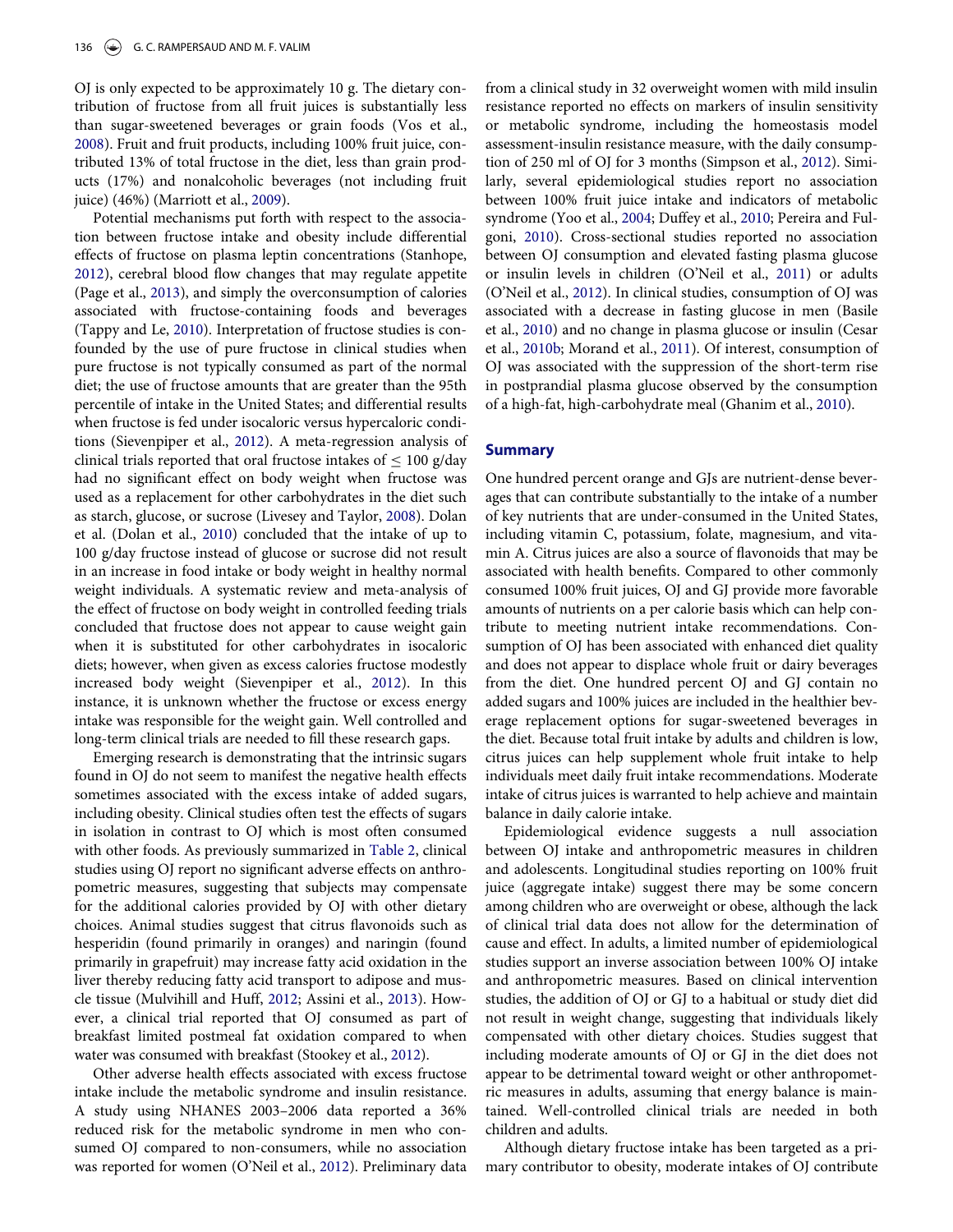OJ is only expected to be approximately 10 g. The dietary contribution of fructose from all fruit juices is substantially less than sugar-sweetened beverages or grain foods (Vos et al., 2008). Fruit and fruit products, including 100% fruit juice, contributed 13% of total fructose in the diet, less than grain products (17%) and nonalcoholic beverages (not including fruit juice) (46%) (Marriott et al., 2009).

Potential mechanisms put forth with respect to the association between fructose intake and obesity include differential effects of fructose on plasma leptin concentrations (Stanhope, 2012), cerebral blood flow changes that may regulate appetite (Page et al., 2013), and simply the overconsumption of calories associated with fructose-containing foods and beverages (Tappy and Le, 2010). Interpretation of fructose studies is confounded by the use of pure fructose in clinical studies when pure fructose is not typically consumed as part of the normal diet; the use of fructose amounts that are greater than the 95th percentile of intake in the United States; and differential results when fructose is fed under isocaloric versus hypercaloric conditions (Sievenpiper et al., 2012). A meta-regression analysis of clinical trials reported that oral fructose intakes of $\leq$ 100 g/day had no significant effect on body weight when fructose was used as a replacement for other carbohydrates in the diet such as starch, glucose, or sucrose (Livesey and Taylor, 2008). Dolan et al. (Dolan et al., 2010) concluded that the intake of up to 100 g/day fructose instead of glucose or sucrose did not result in an increase in food intake or body weight in healthy normal weight individuals. A systematic review and meta-analysis of the effect of fructose on body weight in controlled feeding trials concluded that fructose does not appear to cause weight gain when it is substituted for other carbohydrates in isocaloric diets; however, when given as excess calories fructose modestly increased body weight (Sievenpiper et al., 2012). In this instance, it is unknown whether the fructose or excess energy intake was responsible for the weight gain. Well controlled and long-term clinical trials are needed to fill these research gaps.

Emerging research is demonstrating that the intrinsic sugars found in OJ do not seem to manifest the negative health effects sometimes associated with the excess intake of added sugars, including obesity. Clinical studies often test the effects of sugars in isolation in contrast to OJ which is most often consumed with other foods. As previously summarized in Table 2, clinical studies using OJ report no significant adverse effects on anthropometric measures, suggesting that subjects may compensate for the additional calories provided by OJ with other dietary choices. Animal studies suggest that citrus flavonoids such as hesperidin (found primarily in oranges) and naringin (found primarily in grapefruit) may increase fatty acid oxidation in the liver thereby reducing fatty acid transport to adipose and muscle tissue (Mulvihill and Huff, 2012; Assini et al., 2013). However, a clinical trial reported that OJ consumed as part of breakfast limited postmeal fat oxidation compared to when water was consumed with breakfast (Stookey et al., 2012).

Other adverse health effects associated with excess fructose intake include the metabolic syndrome and insulin resistance. A study using NHANES 2003–2006 data reported a 36% reduced risk for the metabolic syndrome in men who consumed OJ compared to non-consumers, while no association was reported for women (O'Neil et al., 2012). Preliminary data from a clinical study in 32 overweight women with mild insulin resistance reported no effects on markers of insulin sensitivity or metabolic syndrome, including the homeostasis model assessment-insulin resistance measure, with the daily consumption of 250 ml of OJ for 3 months (Simpson et al., 2012). Similarly, several epidemiological studies report no association between 100% fruit juice intake and indicators of metabolic syndrome (Yoo et al., 2004; Duffey et al., 2010; Pereira and Fulgoni, 2010). Cross-sectional studies reported no association between OJ consumption and elevated fasting plasma glucose or insulin levels in children (O'Neil et al., 2011) or adults (O'Neil et al., 2012). In clinical studies, consumption of OJ was associated with a decrease in fasting glucose in men (Basile et al., 2010) and no change in plasma glucose or insulin (Cesar et al., 2010b; Morand et al., 2011). Of interest, consumption of OJ was associated with the suppression of the short-term rise in postprandial plasma glucose observed by the consumption of a high-fat, high-carbohydrate meal (Ghanim et al., 2010).

## Summary

One hundred percent orange and GJs are nutrient-dense beverages that can contribute substantially to the intake of a number of key nutrients that are under-consumed in the United States, including vitamin C, potassium, folate, magnesium, and vitamin A. Citrus juices are also a source of flavonoids that may be associated with health benefits. Compared to other commonly consumed 100% fruit juices, OJ and GJ provide more favorable amounts of nutrients on a per calorie basis which can help contribute to meeting nutrient intake recommendations. Consumption of OJ has been associated with enhanced diet quality and does not appear to displace whole fruit or dairy beverages from the diet. One hundred percent OJ and GJ contain no added sugars and 100% juices are included in the healthier beverage replacement options for sugar-sweetened beverages in the diet. Because total fruit intake by adults and children is low, citrus juices can help supplement whole fruit intake to help individuals meet daily fruit intake recommendations. Moderate intake of citrus juices is warranted to help achieve and maintain balance in daily calorie intake.

Epidemiological evidence suggests a null association between OJ intake and anthropometric measures in children and adolescents. Longitudinal studies reporting on 100% fruit juice (aggregate intake) suggest there may be some concern among children who are overweight or obese, although the lack of clinical trial data does not allow for the determination of cause and effect. In adults, a limited number of epidemiological studies support an inverse association between 100% OJ intake and anthropometric measures. Based on clinical intervention studies, the addition of OJ or GJ to a habitual or study diet did not result in weight change, suggesting that individuals likely compensated with other dietary choices. Studies suggest that including moderate amounts of OJ or GJ in the diet does not appear to be detrimental toward weight or other anthropometric measures in adults, assuming that energy balance is maintained. Well-controlled clinical trials are needed in both children and adults.

Although dietary fructose intake has been targeted as a primary contributor to obesity, moderate intakes of OJ contribute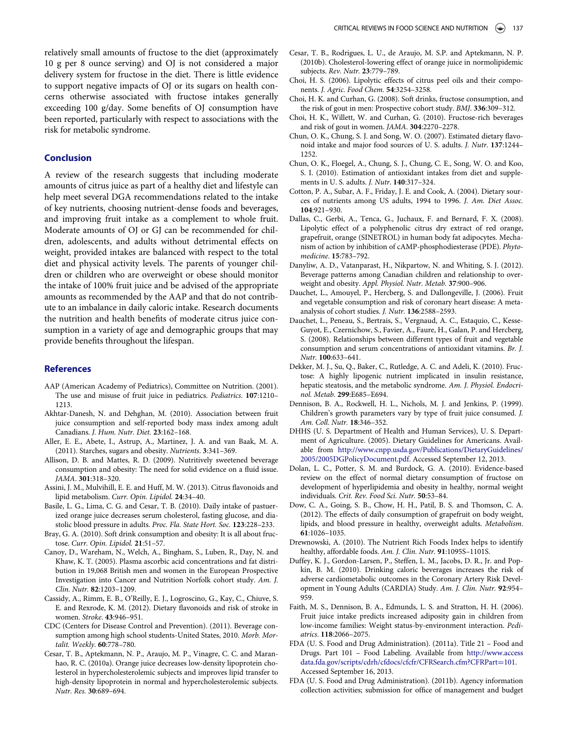relatively small amounts of fructose to the diet (approximately 10 g per 8 ounce serving) and OJ is not considered a major delivery system for fructose in the diet. There is little evidence to support negative impacts of OJ or its sugars on health concerns otherwise associated with fructose intakes generally exceeding 100 g/day. Some benefits of OJ consumption have been reported, particularly with respect to associations with the risk for metabolic syndrome.

## Conclusion

A review of the research suggests that including moderate amounts of citrus juice as part of a healthy diet and lifestyle can help meet several DGA recommendations related to the intake of key nutrients, choosing nutrient-dense foods and beverages, and improving fruit intake as a complement to whole fruit. Moderate amounts of OJ or GJ can be recommended for children, adolescents, and adults without detrimental effects on weight, provided intakes are balanced with respect to the total diet and physical activity levels. The parents of younger children or children who are overweight or obese should monitor the intake of 100% fruit juice and be advised of the appropriate amounts as recommended by the AAP and that do not contribute to an imbalance in daily caloric intake. Research documents the nutrition and health benefits of moderate citrus juice consumption in a variety of age and demographic groups that may provide benefits throughout the lifespan.

## References

AAP (American Academy of Pediatrics), Committee on Nutrition. (2001). The use and misuse of fruit juice in pediatrics. *Pediatrics*. **107**:1210–1213.

Akhtar-Danesh, N. and Dehghan, M. (2010). Association between fruit juice consumption and self-reported body mass index among adult Canadians. *J. Hum. Nutr. Diet.* **23**:162–168.

Aller, E. E., Abete, I., Astrup, A., Martinez, J. A. and van Baak, M. A. (2011). Starches, sugars and obesity. *Nutrients*. **3**:341–369.

Allison, D. B. and Mattes, R. D. (2009). Nutritively sweetened beverage consumption and obesity: The need for solid evidence on a fluid issue. *JAMA*. **301**:318–320.

Assini, J. M., Mulvihill, E. E. and Huff, M. W. (2013). Citrus flavonoids and lipid metabolism. *Curr. Opin. Lipidol.* **24**:34–40.

Basile, L. G., Lima, C. G. and Cesar, T. B. (2010). Daily intake of pasteurized orange juice decreases serum cholesterol, fasting glucose, and diastolic blood pressure in adults. *Proc. Fla. State Hort. Soc.* **123**:228–233.

Bray, G. A. (2010). Soft drink consumption and obesity: It is all about fructose. *Curr. Opin. Lipidol.* **21**:51–57.

Canoy, D., Wareham, N., Welch, A., Bingham, S., Luben, R., Day, N. and Khaw, K. T. (2005). Plasma ascorbic acid concentrations and fat distribution in 19,068 British men and women in the European Prospective Investigation into Cancer and Nutrition Norfolk cohort study. *Am. J. Clin. Nutr.* **82**:1203–1209.

Cassidy, A., Rimm, E. B., O'Reilly, E. J., Logroscino, G., Kay, C., Chiuve, S. E. and Rexrode, K. M. (2012). Dietary flavonoids and risk of stroke in women. *Stroke*. **43**:946–951.

CDC (Centers for Disease Control and Prevention). (2011). Beverage consumption among high school students-United States, 2010. *Morb. Mortalit. Weekly*. **60**:778–780.

Cesar, T. B., Aptekmann, N. P., Araujo, M. P., Vinagre, C. C. and Maranhao, R. C. (2010a). Orange juice decreases low-density lipoprotein cholesterol in hypercholesterolemic subjects and improves lipid transfer to high-density lipoprotein in normal and hypercholesterolemic subjects. *Nutr. Res.* **30**:689–694.

Cesar, T. B., Rodrigues, L. U., de Araujo, M. S.P. and Aptekmann, N. P. (2010b). Cholesterol-lowering effect of orange juice in normolipidemic subjects. *Rev. Nutr.* **23**:779–789.

Choi, H. S. (2006). Lipolytic effects of citrus peel oils and their components. *J. Agric. Food Chem.* **54**:3254–3258.

Choi, H. K. and Curhan, G. (2008). Soft drinks, fructose consumption, and the risk of gout in men: Prospective cohort study. *BMJ*. **336**:309–312.

Choi, H. K., Willett, W. and Curhan, G. (2010). Fructose-rich beverages and risk of gout in women. *JAMA*. **304**:2270–2278.

Chun, O. K., Chung, S. J. and Song, W. O. (2007). Estimated dietary flavonoid intake and major food sources of U. S. adults. *J. Nutr.* **137**:1244–1252.

Chun, O. K., Floegel, A., Chung, S. J., Chung, C. E., Song, W. O. and Koo, S. I. (2010). Estimation of antioxidant intakes from diet and supplements in U. S. adults. *J. Nutr.* **140**:317–324.

Cotton, P. A., Subar, A. F., Friday, J. E. and Cook, A. (2004). Dietary sources of nutrients among US adults, 1994 to 1996. *J. Am. Diet Assoc.* **104**:921–930.

Dallas, C., Gerbi, A., Tenca, G., Juchaux, F. and Bernard, F. X. (2008). Lipolytic effect of a polyphenolic citrus dry extract of red orange, grapefruit, orange (SINETROL) in human body fat adipocytes. Mechanism of action by inhibition of cAMP-phosphodiesterase (PDE). *Phytomedicine*. **15**:783–792.

Danyliw, A. D., Vatanparast, H., Nikpartow, N. and Whiting, S. J. (2012). Beverage patterns among Canadian children and relationship to overweight and obesity. *Appl. Physiol. Nutr. Metab.* **37**:900–906.

Dauchet, L., Amouyel, P., Hercberg, S. and Dallongeville, J. (2006). Fruit and vegetable consumption and risk of coronary heart disease: A meta-analysis of cohort studies. *J. Nutr.* **136**:2588–2593.

Dauchet, L., Peneau, S., Bertrais, S., Vergnaud, A. C., Estaquio, C., Kesse-Guyot, E., Czernichow, S., Favier, A., Faure, H., Galan, P. and Hercberg, S. (2008). Relationships between different types of fruit and vegetable consumption and serum concentrations of antioxidant vitamins. *Br. J. Nutr.* **100**:633–641.

Dekker, M. J., Su, Q., Baker, C., Rutledge, A. C. and Adeli, K. (2010). Fructose: A highly lipogenic nutrient implicated in insulin resistance, hepatic steatosis, and the metabolic syndrome. *Am. J. Physiol. Endocrinol. Metab.* **299**:E685–E694.

Dennison, B. A., Rockwell, H. L., Nichols, M. J. and Jenkins, P. (1999). Children's growth parameters vary by type of fruit juice consumed. *J. Am. Coll. Nutr.* **18**:346–352.

DHHS (U. S. Department of Health and Human Services), U. S. Department of Agriculture. (2005). Dietary Guidelines for Americans. Available from http://www.cnpp.usda.gov/Publications/DietaryGuidelines/2005/2005DGPolicyDocument.pdf. Accessed September 12, 2013.

Dolan, L. C., Potter, S. M. and Burdock, G. A. (2010). Evidence-based review on the effect of normal dietary consumption of fructose on development of hyperlipidemia and obesity in healthy, normal weight individuals. *Crit. Rev. Food Sci. Nutr.* **50**:53–84.

Dow, C. A., Going, S. B., Chow, H. H., Patil, B. S. and Thomson, C. A. (2012). The effects of daily consumption of grapefruit on body weight, lipids, and blood pressure in healthy, overweight adults. *Metabolism*. **61**:1026–1035.

Drewnowski, A. (2010). The Nutrient Rich Foods Index helps to identify healthy, affordable foods. *Am. J. Clin. Nutr.* **91**:1095S–1101S.

Duffey, K. J., Gordon-Larsen, P., Steffen, L. M., Jacobs, D. R., Jr. and Popkin, B. M. (2010). Drinking caloric beverages increases the risk of adverse cardiometabolic outcomes in the Coronary Artery Risk Development in Young Adults (CARDIA) Study. *Am. J. Clin. Nutr.* **92**:954–959.

Faith, M. S., Dennison, B. A., Edmunds, L. S. and Stratton, H. H. (2006). Fruit juice intake predicts increased adiposity gain in children from low-income families: Weight status-by-environment interaction. *Pediatrics*. **118**:2066–2075.

FDA (U. S. Food and Drug Administration). (2011a). Title 21 – Food and Drugs. Part 101 – Food Labeling. Available from http://www.accessdata.fda.gov/scripts/cdrh/cfdocs/cfcfr/CFRSearch.cfm?CFRPart=101. Accessed September 16, 2013.

FDA (U. S. Food and Drug Administration). (2011b). Agency information collection activities; submission for office of management and budget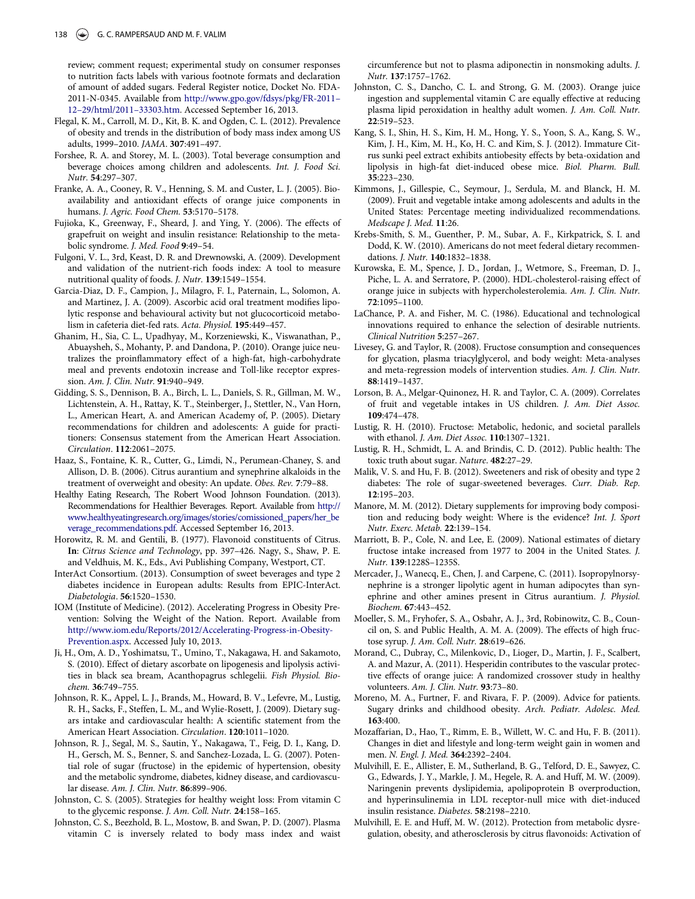review; comment request; experimental study on consumer responses to nutrition facts labels with various footnote formats and declaration of amount of added sugars. Federal Register notice, Docket No. FDA-2011-N-0345. Available from http://www.gpo.gov/fdsys/pkg/FR-2011–12–29/html/2011–33303.htm. Accessed September 16, 2013.

Flegal, K. M., Carroll, M. D., Kit, B. K. and Ogden, C. L. (2012). Prevalence of obesity and trends in the distribution of body mass index among US adults, 1999–2010. *JAMA*. **307**:491–497.

Forshee, R. A. and Storey, M. L. (2003). Total beverage consumption and beverage choices among children and adolescents. *Int. J. Food Sci. Nutr.* **54**:297–307.

Franke, A. A., Cooney, R. V., Henning, S. M. and Custer, L. J. (2005). Bioavailability and antioxidant effects of orange juice components in humans. *J. Agric. Food Chem.* **53**:5170–5178.

Fujioka, K., Greenway, F., Sheard, J. and Ying, Y. (2006). The effects of grapefruit on weight and insulin resistance: Relationship to the metabolic syndrome. *J. Med. Food* **9**:49–54.

Fulgoni, V. L., 3rd, Keast, D. R. and Drewnowski, A. (2009). Development and validation of the nutrient-rich foods index: A tool to measure nutritional quality of foods. *J. Nutr.* **139**:1549–1554.

Garcia-Diaz, D. F., Campion, J., Milagro, F. I., Paternain, L., Solomon, A. and Martinez, J. A. (2009). Ascorbic acid oral treatment modifies lipolytic response and behavioural activity but not glucocorticoid metabolism in cafeteria diet-fed rats. *Acta. Physiol.* **195**:449–457.

Ghanim, H., Sia, C. L., Upadhyay, M., Korzeniewski, K., Viswanathan, P., Abuaysheh, S., Mohanty, P. and Dandona, P. (2010). Orange juice neutralizes the proinflammatory effect of a high-fat, high-carbohydrate meal and prevents endotoxin increase and Toll-like receptor expression. *Am. J. Clin. Nutr.* **91**:940–949.

Gidding, S. S., Dennison, B. A., Birch, L. L., Daniels, S. R., Gillman, M. W., Lichtenstein, A. H., Rattay, K. T., Steinberger, J., Stettler, N., Van Horn, L., American Heart, A. and American Academy of, P. (2005). Dietary recommendations for children and adolescents: A guide for practitioners: Consensus statement from the American Heart Association. *Circulation*. **112**:2061–2075.

Haaz, S., Fontaine, K. R., Cutter, G., Limdi, N., Perumean-Chaney, S. and Allison, D. B. (2006). Citrus aurantium and synephrine alkaloids in the treatment of overweight and obesity: An update. *Obes. Rev.* **7**:79–88.

Healthy Eating Research, The Robert Wood Johnson Foundation. (2013). Recommendations for Healthier Beverages. Report. Available from http://www.healthyeatingresearch.org/images/stories/comissioned_papers/her_beverage_recommendations.pdf. Accessed September 16, 2013.

Horowitz, R. M. and Gentili, B. (1977). Flavonoid constituents of Citrus. **In**: *Citrus Science and Technology*, pp. 397–426. Nagy, S., Shaw, P. E. and Veldhuis, M. K., Eds., Avi Publishing Company, Westport, CT.

InterAct Consortium. (2013). Consumption of sweet beverages and type 2 diabetes incidence in European adults: Results from EPIC-InterAct. *Diabetologia*. **56**:1520–1530.

IOM (Institute of Medicine). (2012). Accelerating Progress in Obesity Prevention: Solving the Weight of the Nation. Report. Available from http://www.iom.edu/Reports/2012/Accelerating-Progress-in-Obesity-Prevention.aspx. Accessed July 10, 2013.

Ji, H., Om, A. D., Yoshimatsu, T., Umino, T., Nakagawa, H. and Sakamoto, S. (2010). Effect of dietary ascorbate on lipogenesis and lipolysis activities in black sea bream, Acanthopagrus schlegelii. *Fish Physiol. Biochem.* **36**:749–755.

Johnson, R. K., Appel, L. J., Brands, M., Howard, B. V., Lefevre, M., Lustig, R. H., Sacks, F., Steffen, L. M. and Wylie-Rosett, J. (2009). Dietary sugars intake and cardiovascular health: A scientific statement from the American Heart Association. *Circulation*. **120**:1011–1020.

Johnson, R. J., Segal, M. S., Sautin, Y., Nakagawa, T., Feig, D. I., Kang, D. H., Gersch, M. S., Benner, S. and Sanchez-Lozada, L. G. (2007). Potential role of sugar (fructose) in the epidemic of hypertension, obesity and the metabolic syndrome, diabetes, kidney disease, and cardiovascular disease. *Am. J. Clin. Nutr.* **86**:899–906.

Johnston, C. S. (2005). Strategies for healthy weight loss: From vitamin C to the glycemic response. *J. Am. Coll. Nutr.* **24**:158–165.

Johnston, C. S., Beezhold, B. L., Mostow, B. and Swan, P. D. (2007). Plasma vitamin C is inversely related to body mass index and waist circumference but not to plasma adiponectin in nonsmoking adults. *J. Nutr.* **137**:1757–1762.

Johnston, C. S., Dancho, C. L. and Strong, G. M. (2003). Orange juice ingestion and supplemental vitamin C are equally effective at reducing plasma lipid peroxidation in healthy adult women. *J. Am. Coll. Nutr.* **22**:519–523.

Kang, S. I., Shin, H. S., Kim, H. M., Hong, Y. S., Yoon, S. A., Kang, S. W., Kim, J. H., Kim, M. H., Ko, H. C. and Kim, S. J. (2012). Immature Citrus sunki peel extract exhibits antiobesity effects by beta-oxidation and lipolysis in high-fat diet-induced obese mice. *Biol. Pharm. Bull.* **35**:223–230.

Kimmons, J., Gillespie, C., Seymour, J., Serdula, M. and Blanck, H. M. (2009). Fruit and vegetable intake among adolescents and adults in the United States: Percentage meeting individualized recommendations. *Medscape J. Med.* **11**:26.

Krebs-Smith, S. M., Guenther, P. M., Subar, A. F., Kirkpatrick, S. I. and Dodd, K. W. (2010). Americans do not meet federal dietary recommendations. *J. Nutr.* **140**:1832–1838.

Kurowska, E. M., Spence, J. D., Jordan, J., Wetmore, S., Freeman, D. J., Piche, L. A. and Serratore, P. (2000). HDL-cholesterol-raising effect of orange juice in subjects with hypercholesterolemia. *Am. J. Clin. Nutr.* **72**:1095–1100.

LaChance, P. A. and Fisher, M. C. (1986). Educational and technological innovations required to enhance the selection of desirable nutrients. *Clinical Nutrition* **5**:257–267.

Livesey, G. and Taylor, R. (2008). Fructose consumption and consequences for glycation, plasma triacylglycerol, and body weight: Meta-analyses and meta-regression models of intervention studies. *Am. J. Clin. Nutr.* **88**:1419–1437.

Lorson, B. A., Melgar-Quinonez, H. R. and Taylor, C. A. (2009). Correlates of fruit and vegetable intakes in US children. *J. Am. Diet Assoc.* **109**:474–478.

Lustig, R. H. (2010). Fructose: Metabolic, hedonic, and societal parallels with ethanol. *J. Am. Diet Assoc.* **110**:1307–1321.

Lustig, R. H., Schmidt, L. A. and Brindis, C. D. (2012). Public health: The toxic truth about sugar. *Nature*. **482**:27–29.

Malik, V. S. and Hu, F. B. (2012). Sweeteners and risk of obesity and type 2 diabetes: The role of sugar-sweetened beverages. *Curr. Diab. Rep.* **12**:195–203.

Manore, M. M. (2012). Dietary supplements for improving body composition and reducing body weight: Where is the evidence? *Int. J. Sport Nutr. Exerc. Metab.* **22**:139–154.

Marriott, B. P., Cole, N. and Lee, E. (2009). National estimates of dietary fructose intake increased from 1977 to 2004 in the United States. *J. Nutr.* **139**:1228S–1235S.

Mercader, J., Wanecq, E., Chen, J. and Carpene, C. (2011). Isopropylnorsynephrine is a stronger lipolytic agent in human adipocytes than synephrine and other amines present in Citrus aurantium. *J. Physiol. Biochem.* **67**:443–452.

Moeller, S. M., Fryhofer, S. A., Osbahr, A. J., 3rd, Robinowitz, C. B., Council on, S. and Public Health, A. M. A. (2009). The effects of high fructose syrup. *J. Am. Coll. Nutr.* **28**:619–626.

Morand, C., Dubray, C., Milenkovic, D., Lioger, D., Martin, J. F., Scalbert, A. and Mazur, A. (2011). Hesperidin contributes to the vascular protective effects of orange juice: A randomized crossover study in healthy volunteers. *Am. J. Clin. Nutr.* **93**:73–80.

Moreno, M. A., Furtner, F. and Rivara, F. P. (2009). Advice for patients. Sugary drinks and childhood obesity. *Arch. Pediatr. Adolesc. Med.* **163**:400.

Mozaffarian, D., Hao, T., Rimm, E. B., Willett, W. C. and Hu, F. B. (2011). Changes in diet and lifestyle and long-term weight gain in women and men. *N. Engl. J. Med.* **364**:2392–2404.

Mulvihill, E. E., Allister, E. M., Sutherland, B. G., Telford, D. E., Sawyez, C. G., Edwards, J. Y., Markle, J. M., Hegele, R. A. and Huff, M. W. (2009). Naringenin prevents dyslipidemia, apolipoprotein B overproduction, and hyperinsulinemia in LDL receptor-null mice with diet-induced insulin resistance. *Diabetes*. **58**:2198–2210.

Mulvihill, E. E. and Huff, M. W. (2012). Protection from metabolic dysregulation, obesity, and atherosclerosis by citrus flavonoids: Activation of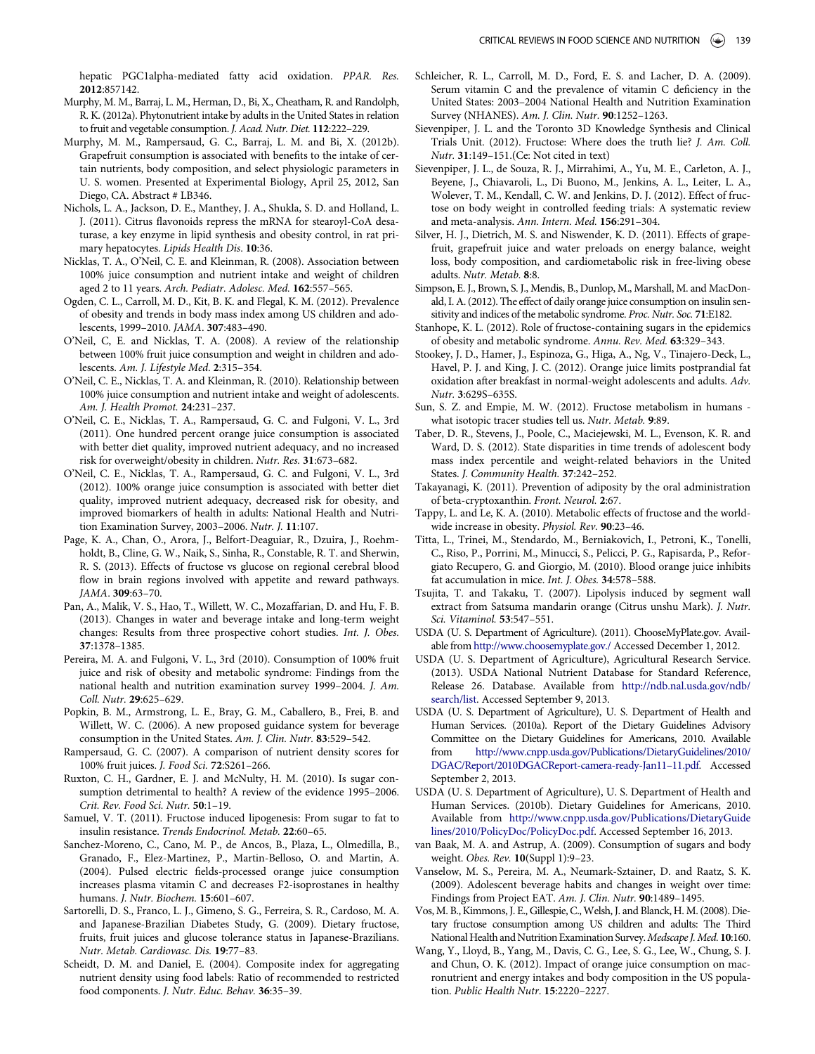hepatic PGC1alpha-mediated fatty acid oxidation. *PPAR. Res.* **2012**:857142.

Murphy, M. M., Barraj, L. M., Herman, D., Bi, X., Cheatham, R. and Randolph, R. K. (2012a). Phytonutrient intake by adults in the United States in relation to fruit and vegetable consumption. *J. Acad. Nutr. Diet.* **112**:222–229.

Murphy, M. M., Rampersaud, G. C., Barraj, L. M. and Bi, X. (2012b). Grapefruit consumption is associated with benefits to the intake of certain nutrients, body composition, and select physiologic parameters in U. S. women. Presented at Experimental Biology, April 25, 2012, San Diego, CA. Abstract # LB346.

Nichols, L. A., Jackson, D. E., Manthey, J. A., Shukla, S. D. and Holland, L. J. (2011). Citrus flavonoids repress the mRNA for stearoyl-CoA desaturase, a key enzyme in lipid synthesis and obesity control, in rat primary hepatocytes. *Lipids Health Dis.* **10**:36.

Nicklas, T. A., O'Neil, C. E. and Kleinman, R. (2008). Association between 100% juice consumption and nutrient intake and weight of children aged 2 to 11 years. *Arch. Pediatr. Adolesc. Med.* **162**:557–565.

Ogden, C. L., Carroll, M. D., Kit, B. K. and Flegal, K. M. (2012). Prevalence of obesity and trends in body mass index among US children and adolescents, 1999–2010. *JAMA*. **307**:483–490.

O'Neil, C, E. and Nicklas, T. A. (2008). A review of the relationship between 100% fruit juice consumption and weight in children and adolescents. *Am. J. Lifestyle Med.* **2**:315–354.

O'Neil, C. E., Nicklas, T. A. and Kleinman, R. (2010). Relationship between 100% juice consumption and nutrient intake and weight of adolescents. *Am. J. Health Promot.* **24**:231–237.

O'Neil, C. E., Nicklas, T. A., Rampersaud, G. C. and Fulgoni, V. L., 3rd (2011). One hundred percent orange juice consumption is associated with better diet quality, improved nutrient adequacy, and no increased risk for overweight/obesity in children. *Nutr. Res.* **31**:673–682.

O'Neil, C. E., Nicklas, T. A., Rampersaud, G. C. and Fulgoni, V. L., 3rd (2012). 100% orange juice consumption is associated with better diet quality, improved nutrient adequacy, decreased risk for obesity, and improved biomarkers of health in adults: National Health and Nutrition Examination Survey, 2003–2006. *Nutr. J.* **11**:107.

Page, K. A., Chan, O., Arora, J., Belfort-Deaguiar, R., Dzuira, J., Roehmholdt, B., Cline, G. W., Naik, S., Sinha, R., Constable, R. T. and Sherwin, R. S. (2013). Effects of fructose vs glucose on regional cerebral blood flow in brain regions involved with appetite and reward pathways. *JAMA*. **309**:63–70.

Pan, A., Malik, V. S., Hao, T., Willett, W. C., Mozaffarian, D. and Hu, F. B. (2013). Changes in water and beverage intake and long-term weight changes: Results from three prospective cohort studies. *Int. J. Obes.* **37**:1378–1385.

Pereira, M. A. and Fulgoni, V. L., 3rd (2010). Consumption of 100% fruit juice and risk of obesity and metabolic syndrome: Findings from the national health and nutrition examination survey 1999–2004. *J. Am. Coll. Nutr.* **29**:625–629.

Popkin, B. M., Armstrong, L. E., Bray, G. M., Caballero, B., Frei, B. and Willett, W. C. (2006). A new proposed guidance system for beverage consumption in the United States. *Am. J. Clin. Nutr.* **83**:529–542.

Rampersaud, G. C. (2007). A comparison of nutrient density scores for 100% fruit juices. *J. Food Sci.* **72**:S261–266.

Ruxton, C. H., Gardner, E. J. and McNulty, H. M. (2010). Is sugar consumption detrimental to health? A review of the evidence 1995–2006. *Crit. Rev. Food Sci. Nutr.* **50**:1–19.

Samuel, V. T. (2011). Fructose induced lipogenesis: From sugar to fat to insulin resistance. *Trends Endocrinol. Metab.* **22**:60–65.

Sanchez-Moreno, C., Cano, M. P., de Ancos, B., Plaza, L., Olmedilla, B., Granado, F., Elez-Martinez, P., Martin-Belloso, O. and Martin, A. (2004). Pulsed electric fields-processed orange juice consumption increases plasma vitamin C and decreases F2-isoprostanes in healthy humans. *J. Nutr. Biochem.* **15**:601–607.

Sartorelli, D. S., Franco, L. J., Gimeno, S. G., Ferreira, S. R., Cardoso, M. A. and Japanese-Brazilian Diabetes Study, G. (2009). Dietary fructose, fruits, fruit juices and glucose tolerance status in Japanese-Brazilians. *Nutr. Metab. Cardiovasc. Dis.* **19**:77–83.

Scheidt, D. M. and Daniel, E. (2004). Composite index for aggregating nutrient density using food labels: Ratio of recommended to restricted food components. *J. Nutr. Educ. Behav.* **36**:35–39.

Schleicher, R. L., Carroll, M. D., Ford, E. S. and Lacher, D. A. (2009). Serum vitamin C and the prevalence of vitamin C deficiency in the United States: 2003–2004 National Health and Nutrition Examination Survey (NHANES). *Am. J. Clin. Nutr.* **90**:1252–1263.

Sievenpiper, J. L. and the Toronto 3D Knowledge Synthesis and Clinical Trials Unit. (2012). Fructose: Where does the truth lie? *J. Am. Coll. Nutr.* **31**:149–151.(Ce: Not cited in text)

Sievenpiper, J. L., de Souza, R. J., Mirrahimi, A., Yu, M. E., Carleton, A. J., Beyene, J., Chiavaroli, L., Di Buono, M., Jenkins, A. L., Leiter, L. A., Wolever, T. M., Kendall, C. W. and Jenkins, D. J. (2012). Effect of fructose on body weight in controlled feeding trials: A systematic review and meta-analysis. *Ann. Intern. Med.* **156**:291–304.

Silver, H. J., Dietrich, M. S. and Niswender, K. D. (2011). Effects of grapefruit, grapefruit juice and water preloads on energy balance, weight loss, body composition, and cardiometabolic risk in free-living obese adults. *Nutr. Metab.* **8**:8.

Simpson, E. J., Brown, S. J., Mendis, B., Dunlop, M., Marshall, M. and MacDonald, I. A. (2012). The effect of daily orange juice consumption on insulin sensitivity and indices of the metabolic syndrome. *Proc. Nutr. Soc.* **71**:E182.

Stanhope, K. L. (2012). Role of fructose-containing sugars in the epidemics of obesity and metabolic syndrome. *Annu. Rev. Med.* **63**:329–343.

Stookey, J. D., Hamer, J., Espinoza, G., Higa, A., Ng, V., Tinajero-Deck, L., Havel, P. J. and King, J. C. (2012). Orange juice limits postprandial fat oxidation after breakfast in normal-weight adolescents and adults. *Adv. Nutr.* **3**:629S–635S.

Sun, S. Z. and Empie, M. W. (2012). Fructose metabolism in humans - what isotopic tracer studies tell us. *Nutr. Metab.* **9**:89.

Taber, D. R., Stevens, J., Poole, C., Maciejewski, M. L., Evenson, K. R. and Ward, D. S. (2012). State disparities in time trends of adolescent body mass index percentile and weight-related behaviors in the United States. *J. Community Health.* **37**:242–252.

Takayanagi, K. (2011). Prevention of adiposity by the oral administration of beta-cryptoxanthin. *Front. Neurol.* **2**:67.

Tappy, L. and Le, K. A. (2010). Metabolic effects of fructose and the worldwide increase in obesity. *Physiol. Rev.* **90**:23–46.

Titta, L., Trinei, M., Stendardo, M., Berniakovich, I., Petroni, K., Tonelli, C., Riso, P., Porrini, M., Minucci, S., Pelicci, P. G., Rapisarda, P., Reforgiato Recupero, G. and Giorgio, M. (2010). Blood orange juice inhibits fat accumulation in mice. *Int. J. Obes.* **34**:578–588.

Tsujita, T. and Takaku, T. (2007). Lipolysis induced by segment wall extract from Satsuma mandarin orange (Citrus unshu Mark). *J. Nutr. Sci. Vitaminol.* **53**:547–551.

USDA (U. S. Department of Agriculture). (2011). ChooseMyPlate.gov. Available from http://www.choosemyplate.gov/ Accessed December 1, 2012.

USDA (U. S. Department of Agriculture), Agricultural Research Service. (2013). USDA National Nutrient Database for Standard Reference, Release 26. Database. Available from http://ndb.nal.usda.gov/ndb/search/list. Accessed September 9, 2013.

USDA (U. S. Department of Agriculture), U. S. Department of Health and Human Services. (2010a). Report of the Dietary Guidelines Advisory Committee on the Dietary Guidelines for Americans, 2010. Available from http://www.cnpp.usda.gov/Publications/DietaryGuidelines/2010/DGAC/Report/2010DGACReport-camera-ready-Jan11–11.pdf. Accessed September 2, 2013.

USDA (U. S. Department of Agriculture), U. S. Department of Health and Human Services. (2010b). Dietary Guidelines for Americans, 2010. Available from http://www.cnpp.usda.gov/Publications/DietaryGuidelines/2010/PolicyDoc/PolicyDoc.pdf. Accessed September 16, 2013.

van Baak, M. A. and Astrup, A. (2009). Consumption of sugars and body weight. *Obes. Rev.* **10**(Suppl 1):9–23.

Vanselow, M. S., Pereira, M. A., Neumark-Sztainer, D. and Raatz, S. K. (2009). Adolescent beverage habits and changes in weight over time: Findings from Project EAT. *Am. J. Clin. Nutr.* **90**:1489–1495.

Vos, M. B., Kimmons, J. E., Gillespie, C., Welsh, J. and Blanck, H. M. (2008). Dietary fructose consumption among US children and adults: The Third National Health and Nutrition Examination Survey. *Medscape J. Med.* **10**:160.

Wang, Y., Lloyd, B., Yang, M., Davis, C. G., Lee, S. G., Lee, W., Chung, S. J. and Chun, O. K. (2012). Impact of orange juice consumption on macronutrient and energy intakes and body composition in the US population. *Public Health Nutr.* **15**:2220–2227.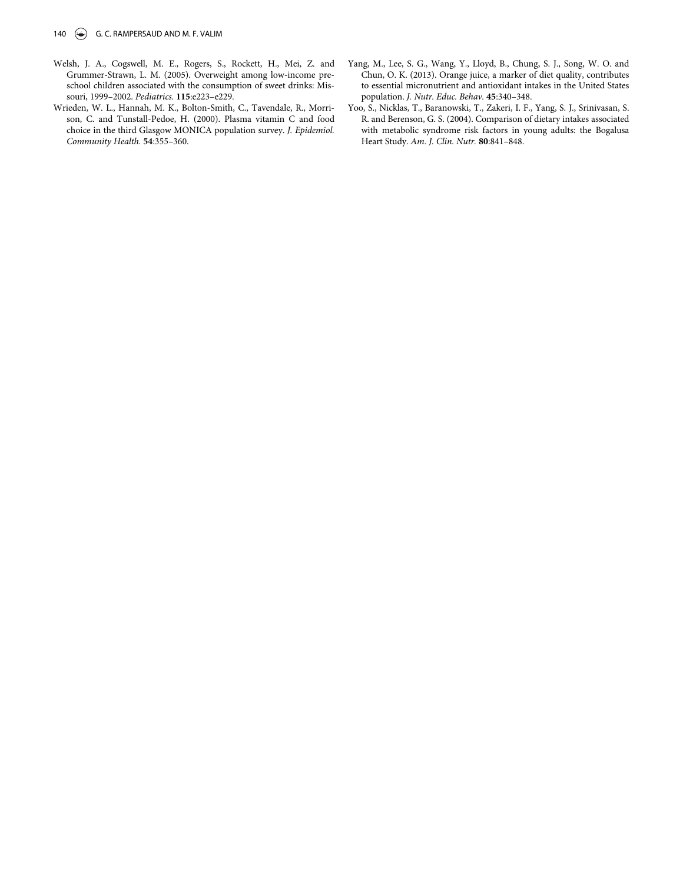Welsh, J. A., Cogswell, M. E., Rogers, S., Rockett, H., Mei, Z. and Grummer-Strawn, L. M. (2005). Overweight among low-income preschool children associated with the consumption of sweet drinks: Missouri, 1999–2002. *Pediatrics*. **115**:e223–e229.

Wrieden, W. L., Hannah, M. K., Bolton-Smith, C., Tavendale, R., Morrison, C. and Tunstall-Pedoe, H. (2000). Plasma vitamin C and food choice in the third Glasgow MONICA population survey. *J. Epidemiol. Community Health*. **54**:355–360.

Yang, M., Lee, S. G., Wang, Y., Lloyd, B., Chung, S. J., Song, W. O. and Chun, O. K. (2013). Orange juice, a marker of diet quality, contributes to essential micronutrient and antioxidant intakes in the United States population. *J. Nutr. Educ. Behav.* **45**:340–348.

Yoo, S., Nicklas, T., Baranowski, T., Zakeri, I. F., Yang, S. J., Srinivasan, S. R. and Berenson, G. S. (2004). Comparison of dietary intakes associated with metabolic syndrome risk factors in young adults: the Bogalusa Heart Study. *Am. J. Clin. Nutr.* **80**:841–848.